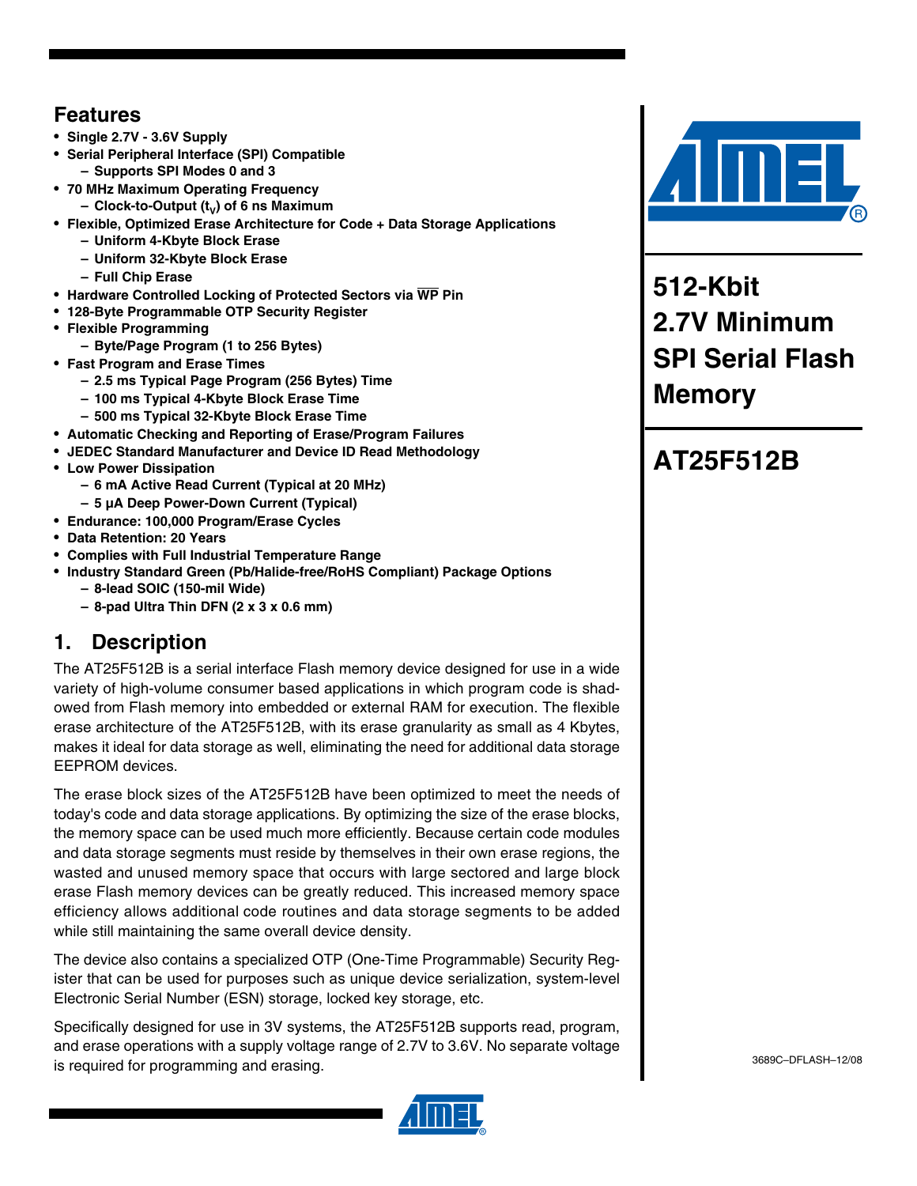# 512-Kbit 2.7V Minimum SPI Serial Flash Memory

# AT25F512B

## Features

- Single 2.7V - 3.6V Supply
- Serial Peripheral Interface (SPI) Compatible
  - Supports SPI Modes 0 and 3
- 70 MHz Maximum Operating Frequency
  - Clock-to-Output ($t_V$) of 6 ns Maximum
- Flexible, Optimized Erase Architecture for Code + Data Storage Applications
  - Uniform 4-Kbyte Block Erase
  - Uniform 32-Kbyte Block Erase
  - Full Chip Erase
- Hardware Controlled Locking of Protected Sectors via $\overline{\text{WP}}$ Pin
- 128-Byte Programmable OTP Security Register
- Flexible Programming
  - Byte/Page Program (1 to 256 Bytes)
- Fast Program and Erase Times
  - 2.5 ms Typical Page Program (256 Bytes) Time
  - 100 ms Typical 4-Kbyte Block Erase Time
  - 500 ms Typical 32-Kbyte Block Erase Time
- Automatic Checking and Reporting of Erase/Program Failures
- JEDEC Standard Manufacturer and Device ID Read Methodology
- Low Power Dissipation
  - 6 mA Active Read Current (Typical at 20 MHz)
  - 5 µA Deep Power-Down Current (Typical)
- Endurance: 100,000 Program/Erase Cycles
- Data Retention: 20 Years
- Complies with Full Industrial Temperature Range
- Industry Standard Green (Pb/Halide-free/RoHS Compliant) Package Options
  - 8-lead SOIC (150-mil Wide)
  - 8-pad Ultra Thin DFN (2 x 3 x 0.6 mm)

## 1. Description

The AT25F512B is a serial interface Flash memory device designed for use in a wide variety of high-volume consumer based applications in which program code is shadowed from Flash memory into embedded or external RAM for execution. The flexible erase architecture of the AT25F512B, with its erase granularity as small as 4 Kbytes, makes it ideal for data storage as well, eliminating the need for additional data storage EEPROM devices.

The erase block sizes of the AT25F512B have been optimized to meet the needs of today's code and data storage applications. By optimizing the size of the erase blocks, the memory space can be used much more efficiently. Because certain code modules and data storage segments must reside by themselves in their own erase regions, the wasted and unused memory space that occurs with large sectored and large block erase Flash memory devices can be greatly reduced. This increased memory space efficiency allows additional code routines and data storage segments to be added while still maintaining the same overall device density.

The device also contains a specialized OTP (One-Time Programmable) Security Register that can be used for purposes such as unique device serialization, system-level Electronic Serial Number (ESN) storage, locked key storage, etc.

Specifically designed for use in 3V systems, the AT25F512B supports read, program, and erase operations with a supply voltage range of 2.7V to 3.6V. No separate voltage is required for programming and erasing.

3689C–DFLASH–12/08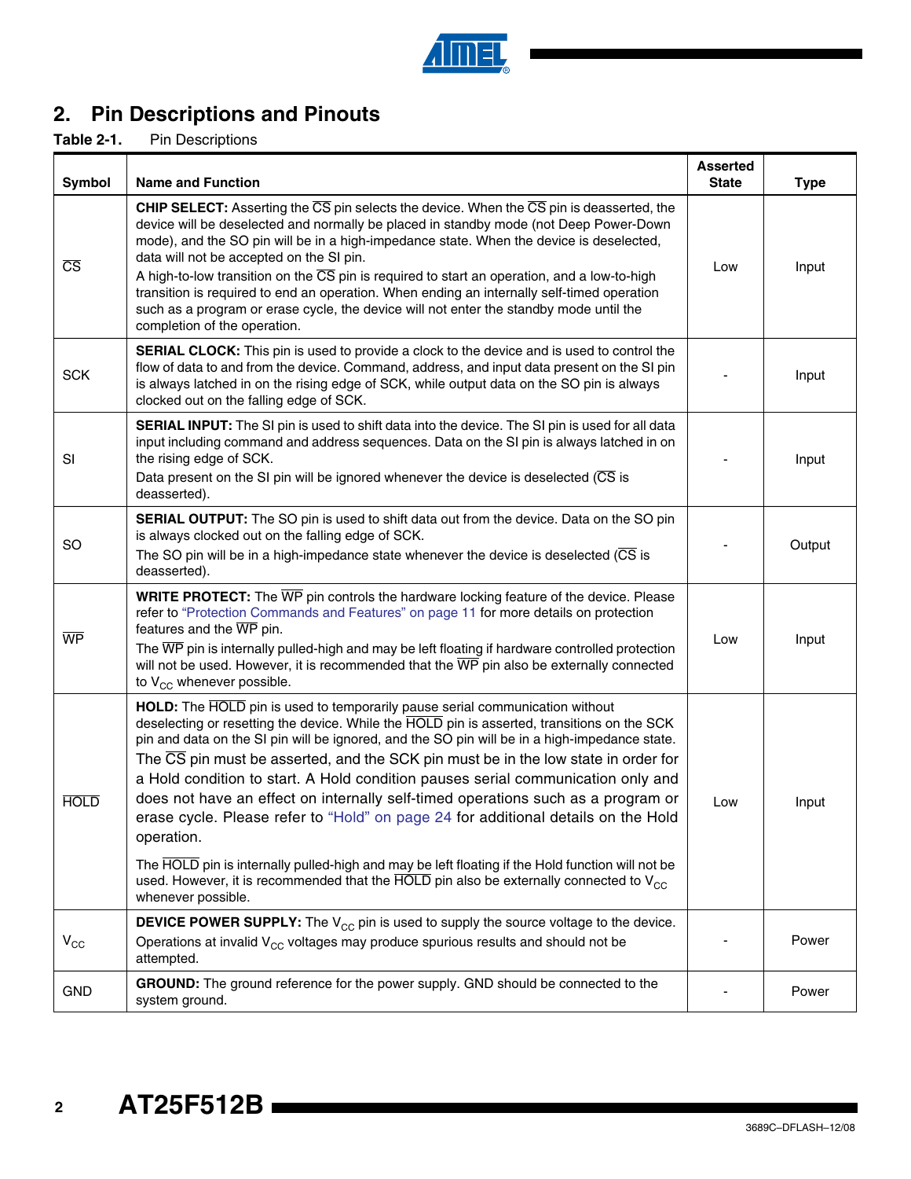## 2. Pin Descriptions and Pinouts

**Table 2-1.** Pin Descriptions

| Symbol | Name and Function | Asserted State | Type |
|---|---|---|---|
| $\overline{CS}$ | **CHIP SELECT:** Asserting the $\overline{CS}$ pin selects the device. When the $\overline{CS}$ pin is deasserted, the device will be deselected and normally be placed in standby mode (not Deep Power-Down mode), and the SO pin will be in a high-impedance state. When the device is deselected, data will not be accepted on the SI pin.<br>A high-to-low transition on the $\overline{CS}$ pin is required to start an operation, and a low-to-high transition is required to end an operation. When ending an internally self-timed operation such as a program or erase cycle, the device will not enter the standby mode until the completion of the operation. | Low | Input |
| SCK | **SERIAL CLOCK:** This pin is used to provide a clock to the device and is used to control the flow of data to and from the device. Command, address, and input data present on the SI pin is always latched in on the rising edge of SCK, while output data on the SO pin is always clocked out on the falling edge of SCK. | - | Input |
| SI | **SERIAL INPUT:** The SI pin is used to shift data into the device. The SI pin is used for all data input including command and address sequences. Data on the SI pin is always latched in on the rising edge of SCK.<br>Data present on the SI pin will be ignored whenever the device is deselected ($\overline{CS}$ is deasserted). | - | Input |
| SO | **SERIAL OUTPUT:** The SO pin is used to shift data out from the device. Data on the SO pin is always clocked out on the falling edge of SCK.<br>The SO pin will be in a high-impedance state whenever the device is deselected ($\overline{CS}$ is deasserted). | - | Output |
| $\overline{WP}$ | **WRITE PROTECT:** The $\overline{WP}$ pin controls the hardware locking feature of the device. Please refer to "Protection Commands and Features" on page 11 for more details on protection features and the $\overline{WP}$ pin.<br>The $\overline{WP}$ pin is internally pulled-high and may be left floating if hardware controlled protection will not be used. However, it is recommended that the $\overline{WP}$ pin also be externally connected to $V_{CC}$ whenever possible. | Low | Input |
| $\overline{HOLD}$ | **HOLD:** The $\overline{HOLD}$ pin is used to temporarily pause serial communication without deselecting or resetting the device. While the $\overline{HOLD}$ pin is asserted, transitions on the SCK pin and data on the SI pin will be ignored, and the SO pin will be in a high-impedance state.<br>The $\overline{CS}$ pin must be asserted, and the SCK pin must be in the low state in order for a Hold condition to start. A Hold condition pauses serial communication only and does not have an effect on internally self-timed operations such as a program or erase cycle. Please refer to "Hold" on page 24 for additional details on the Hold operation.<br>The $\overline{HOLD}$ pin is internally pulled-high and may be left floating if the Hold function will not be used. However, it is recommended that the $\overline{HOLD}$ pin also be externally connected to $V_{CC}$ whenever possible. | Low | Input |
| $V_{CC}$ | **DEVICE POWER SUPPLY:** The $V_{CC}$ pin is used to supply the source voltage to the device. Operations at invalid $V_{CC}$ voltages may produce spurious results and should not be attempted. | - | Power |
| GND | **GROUND:** The ground reference for the power supply. GND should be connected to the system ground. | - | Power |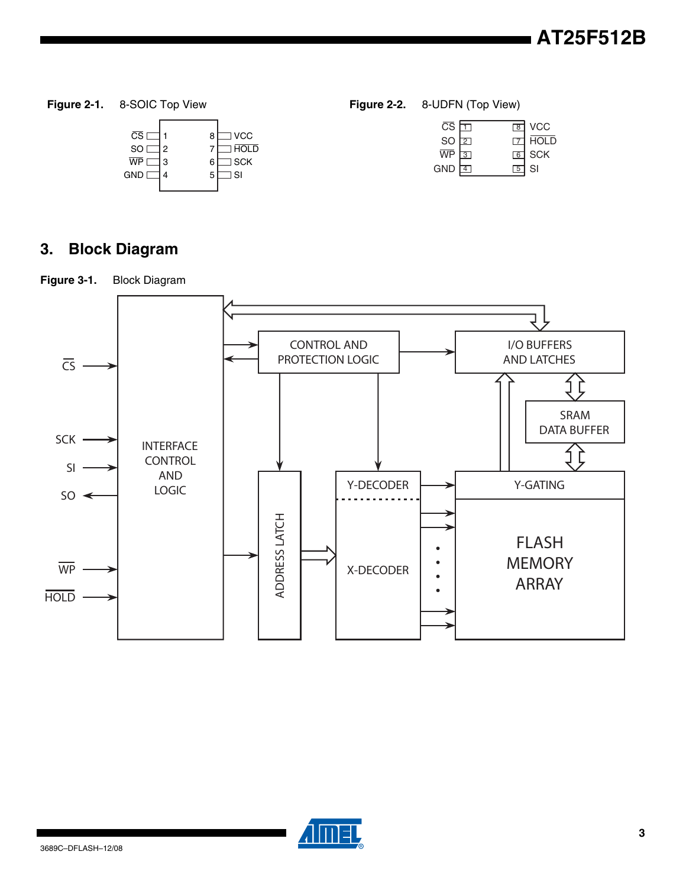**Figure 2-1.** 8-SOIC Top View

| Pin | Name | Pin | Name |
|---|---|---|---|
| 1 | $\overline{CS}$ | 8 | VCC |
| 2 | SO | 7 | $\overline{HOLD}$ |
| 3 | $\overline{WP}$ | 6 | SCK |
| 4 | GND | 5 | SI |

**Figure 2-2.** 8-UDFN (Top View)

| Pin | Name | Pin | Name |
|---|---|---|---|
| 1 | $\overline{CS}$ | 8 | VCC |
| 2 | SO | 7 | $\overline{HOLD}$ |
| 3 | $\overline{WP}$ | 6 | SCK |
| 4 | GND | 5 | SI |

## 3. Block Diagram

**Figure 3-1.** Block Diagram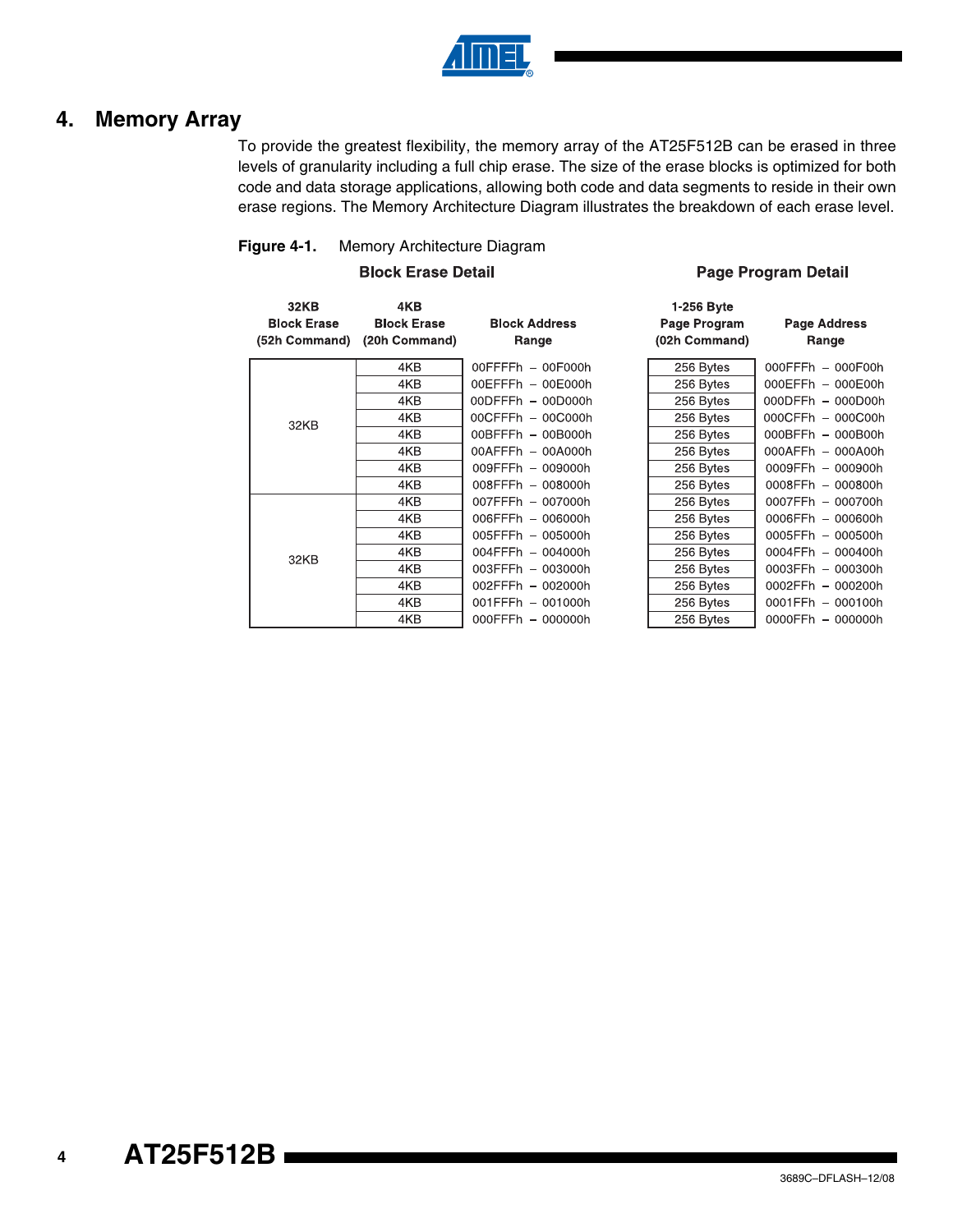## 4. Memory Array

To provide the greatest flexibility, the memory array of the AT25F512B can be erased in three levels of granularity including a full chip erase. The size of the erase blocks is optimized for both code and data storage applications, allowing both code and data segments to reside in their own erase regions. The Memory Architecture Diagram illustrates the breakdown of each erase level.

**Figure 4-1.** Memory Architecture Diagram

| Block Erase Detail | | | Page Program Detail | |
|---|---|---|---|---|
| **32KB Block Erase (52h Command)** | **4KB Block Erase (20h Command)** | **Block Address Range** | **1-256 Byte Page Program (02h Command)** | **Page Address Range** |
| 32KB | 4KB | 00FFFFh – 00F000h | 256 Bytes | 000FFFh – 000F00h |
| | 4KB | 00EFFFh – 00E000h | 256 Bytes | 000EFFh – 000E00h |
| | 4KB | 00DFFFh – 00D000h | 256 Bytes | 000DFFh – 000D00h |
| | 4KB | 00CFFFh – 00C000h | 256 Bytes | 000CFFh – 000C00h |
| | 4KB | 00BFFFh – 00B000h | 256 Bytes | 000BFFh – 000B00h |
| | 4KB | 00AFFFh – 00A000h | 256 Bytes | 000AFFh – 000A00h |
| | 4KB | 009FFFh – 009000h | 256 Bytes | 0009FFh – 000900h |
| | 4KB | 008FFFh – 008000h | 256 Bytes | 0008FFh – 000800h |
| 32KB | 4KB | 007FFFh – 007000h | 256 Bytes | 0007FFh – 000700h |
| | 4KB | 006FFFh – 006000h | 256 Bytes | 0006FFh – 000600h |
| | 4KB | 005FFFh – 005000h | 256 Bytes | 0005FFh – 000500h |
| | 4KB | 004FFFh – 004000h | 256 Bytes | 0004FFh – 000400h |
| | 4KB | 003FFFh – 003000h | 256 Bytes | 0003FFh – 000300h |
| | 4KB | 002FFFh – 002000h | 256 Bytes | 0002FFh – 000200h |
| | 4KB | 001FFFh – 001000h | 256 Bytes | 0001FFh – 000100h |
| | 4KB | 000FFFh – 000000h | 256 Bytes | 0000FFh – 000000h |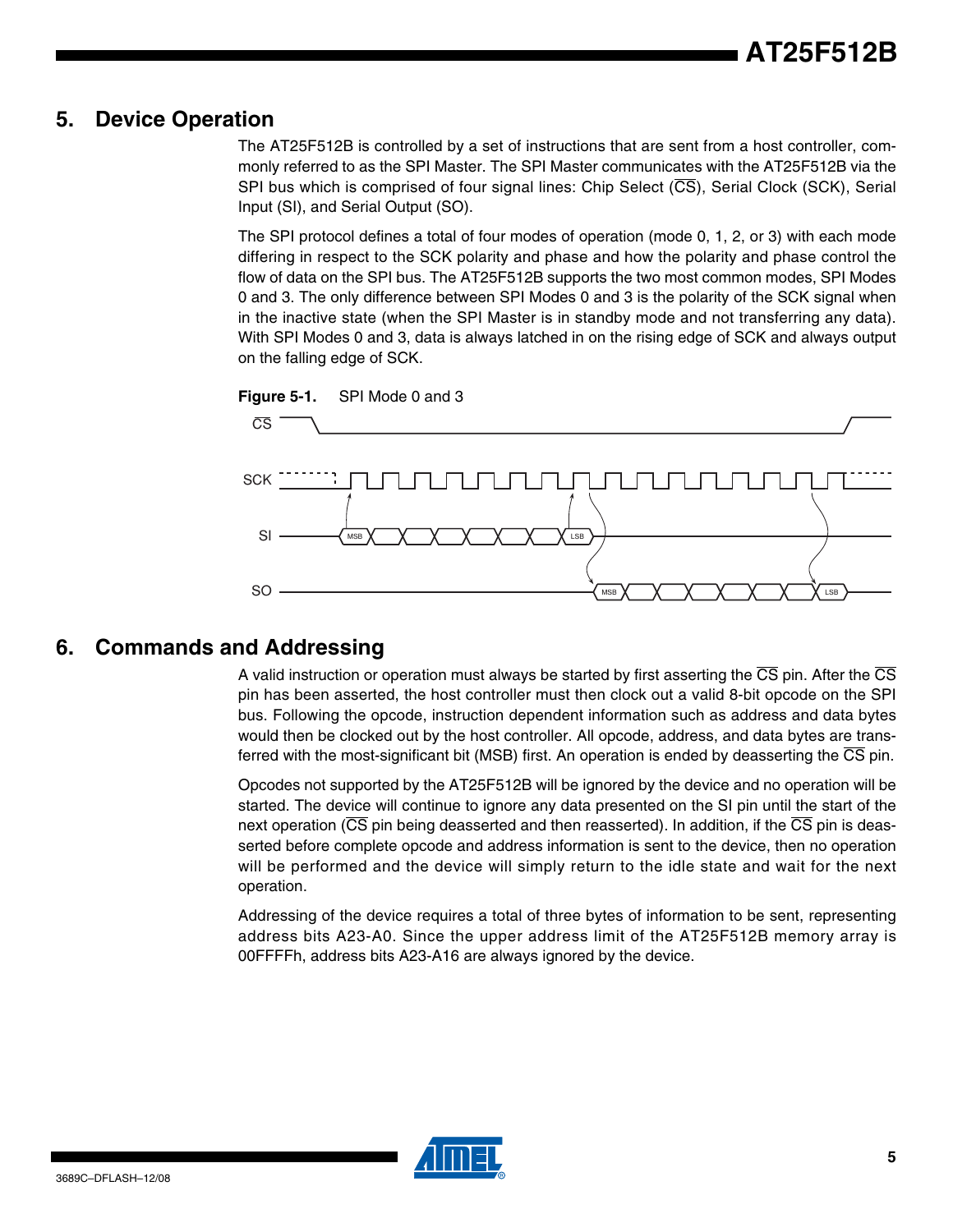## 5. Device Operation

The AT25F512B is controlled by a set of instructions that are sent from a host controller, commonly referred to as the SPI Master. The SPI Master communicates with the AT25F512B via the SPI bus which is comprised of four signal lines: Chip Select ($\overline{CS}$), Serial Clock (SCK), Serial Input (SI), and Serial Output (SO).

The SPI protocol defines a total of four modes of operation (mode 0, 1, 2, or 3) with each mode differing in respect to the SCK polarity and phase and how the polarity and phase control the flow of data on the SPI bus. The AT25F512B supports the two most common modes, SPI Modes 0 and 3. The only difference between SPI Modes 0 and 3 is the polarity of the SCK signal when in the inactive state (when the SPI Master is in standby mode and not transferring any data). With SPI Modes 0 and 3, data is always latched in on the rising edge of SCK and always output on the falling edge of SCK.

**Figure 5-1.** SPI Mode 0 and 3

## 6. Commands and Addressing

A valid instruction or operation must always be started by first asserting the $\overline{CS}$ pin. After the $\overline{CS}$ pin has been asserted, the host controller must then clock out a valid 8-bit opcode on the SPI bus. Following the opcode, instruction dependent information such as address and data bytes would then be clocked out by the host controller. All opcode, address, and data bytes are transferred with the most-significant bit (MSB) first. An operation is ended by deasserting the $\overline{CS}$ pin.

Opcodes not supported by the AT25F512B will be ignored by the device and no operation will be started. The device will continue to ignore any data presented on the SI pin until the start of the next operation ($\overline{CS}$ pin being deasserted and then reasserted). In addition, if the $\overline{CS}$ pin is deasserted before complete opcode and address information is sent to the device, then no operation will be performed and the device will simply return to the idle state and wait for the next operation.

Addressing of the device requires a total of three bytes of information to be sent, representing address bits A23-A0. Since the upper address limit of the AT25F512B memory array is 00FFFFh, address bits A23-A16 are always ignored by the device.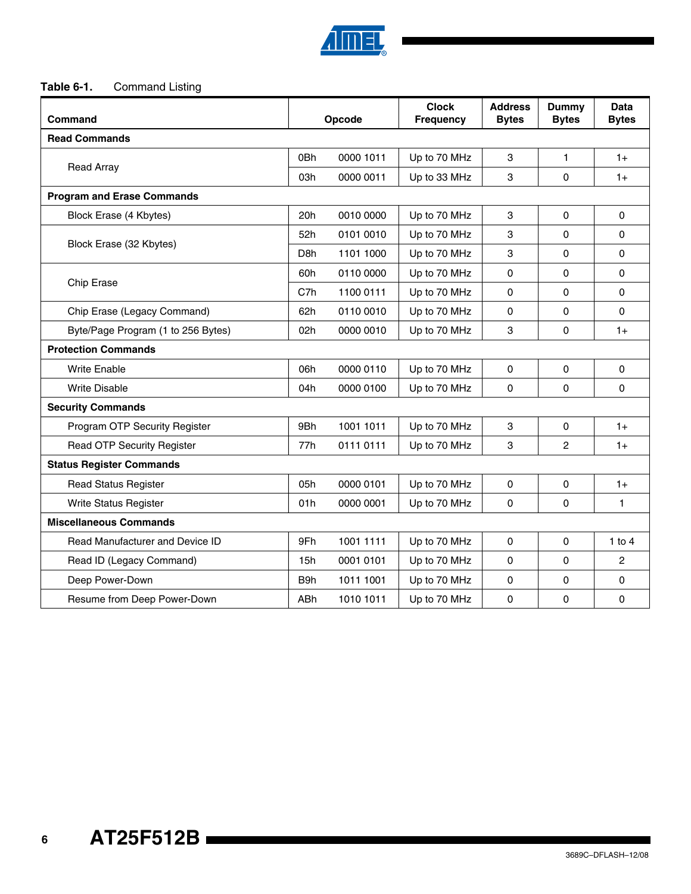**Table 6-1.** Command Listing

| Command | Opcode | | Clock Frequency | Address Bytes | Dummy Bytes | Data Bytes |
|---|---|---|---|---|---|---|
| **Read Commands** | | | | | | |
| Read Array | 0Bh | 0000 1011 | Up to 70 MHz | 3 | 1 | 1+ |
| | 03h | 0000 0011 | Up to 33 MHz | 3 | 0 | 1+ |
| **Program and Erase Commands** | | | | | | |
| Block Erase (4 Kbytes) | 20h | 0010 0000 | Up to 70 MHz | 3 | 0 | 0 |
| Block Erase (32 Kbytes) | 52h | 0101 0010 | Up to 70 MHz | 3 | 0 | 0 |
| | D8h | 1101 1000 | Up to 70 MHz | 3 | 0 | 0 |
| Chip Erase | 60h | 0110 0000 | Up to 70 MHz | 0 | 0 | 0 |
| | C7h | 1100 0111 | Up to 70 MHz | 0 | 0 | 0 |
| Chip Erase (Legacy Command) | 62h | 0110 0010 | Up to 70 MHz | 0 | 0 | 0 |
| Byte/Page Program (1 to 256 Bytes) | 02h | 0000 0010 | Up to 70 MHz | 3 | 0 | 1+ |
| **Protection Commands** | | | | | | |
| Write Enable | 06h | 0000 0110 | Up to 70 MHz | 0 | 0 | 0 |
| Write Disable | 04h | 0000 0100 | Up to 70 MHz | 0 | 0 | 0 |
| **Security Commands** | | | | | | |
| Program OTP Security Register | 9Bh | 1001 1011 | Up to 70 MHz | 3 | 0 | 1+ |
| Read OTP Security Register | 77h | 0111 0111 | Up to 70 MHz | 3 | 2 | 1+ |
| **Status Register Commands** | | | | | | |
| Read Status Register | 05h | 0000 0101 | Up to 70 MHz | 0 | 0 | 1+ |
| Write Status Register | 01h | 0000 0001 | Up to 70 MHz | 0 | 0 | 1 |
| **Miscellaneous Commands** | | | | | | |
| Read Manufacturer and Device ID | 9Fh | 1001 1111 | Up to 70 MHz | 0 | 0 | 1 to 4 |
| Read ID (Legacy Command) | 15h | 0001 0101 | Up to 70 MHz | 0 | 0 | 2 |
| Deep Power-Down | B9h | 1011 1001 | Up to 70 MHz | 0 | 0 | 0 |
| Resume from Deep Power-Down | ABh | 1010 1011 | Up to 70 MHz | 0 | 0 | 0 |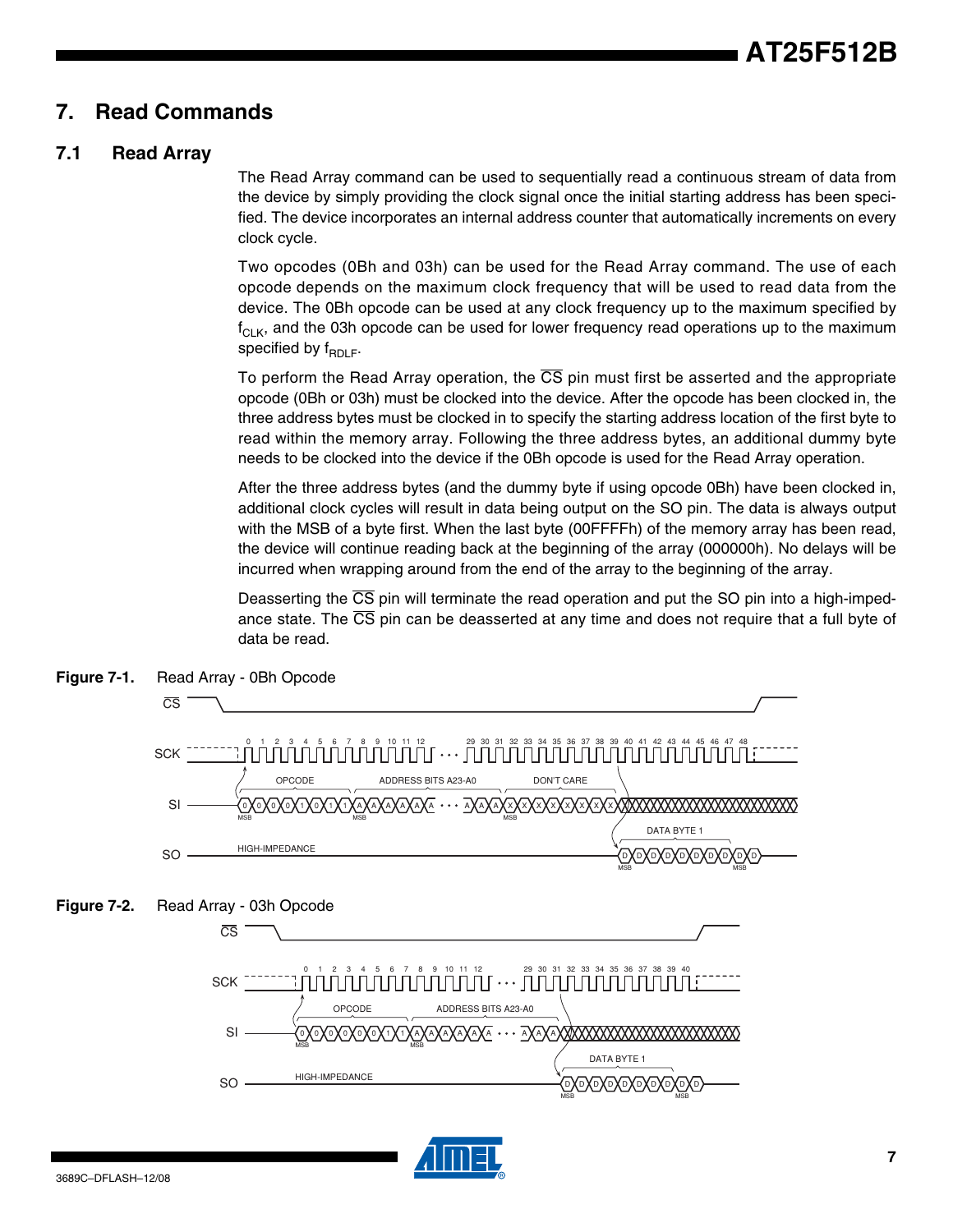# 7. Read Commands

## 7.1 Read Array

The Read Array command can be used to sequentially read a continuous stream of data from the device by simply providing the clock signal once the initial starting address has been specified. The device incorporates an internal address counter that automatically increments on every clock cycle.

Two opcodes (0Bh and 03h) can be used for the Read Array command. The use of each opcode depends on the maximum clock frequency that will be used to read data from the device. The 0Bh opcode can be used at any clock frequency up to the maximum specified by $f_{CLK}$, and the 03h opcode can be used for lower frequency read operations up to the maximum specified by $f_{RDLF}$.

To perform the Read Array operation, the $\overline{CS}$ pin must first be asserted and the appropriate opcode (0Bh or 03h) must be clocked into the device. After the opcode has been clocked in, the three address bytes must be clocked in to specify the starting address location of the first byte to read within the memory array. Following the three address bytes, an additional dummy byte needs to be clocked into the device if the 0Bh opcode is used for the Read Array operation.

After the three address bytes (and the dummy byte if using opcode 0Bh) have been clocked in, additional clock cycles will result in data being output on the SO pin. The data is always output with the MSB of a byte first. When the last byte (00FFFFh) of the memory array has been read, the device will continue reading back at the beginning of the array (000000h). No delays will be incurred when wrapping around from the end of the array to the beginning of the array.

Deasserting the $\overline{CS}$ pin will terminate the read operation and put the SO pin into a high-impedance state. The $\overline{CS}$ pin can be deasserted at any time and does not require that a full byte of data be read.

**Figure 7-1.** Read Array - 0Bh Opcode

**Figure 7-2.** Read Array - 03h Opcode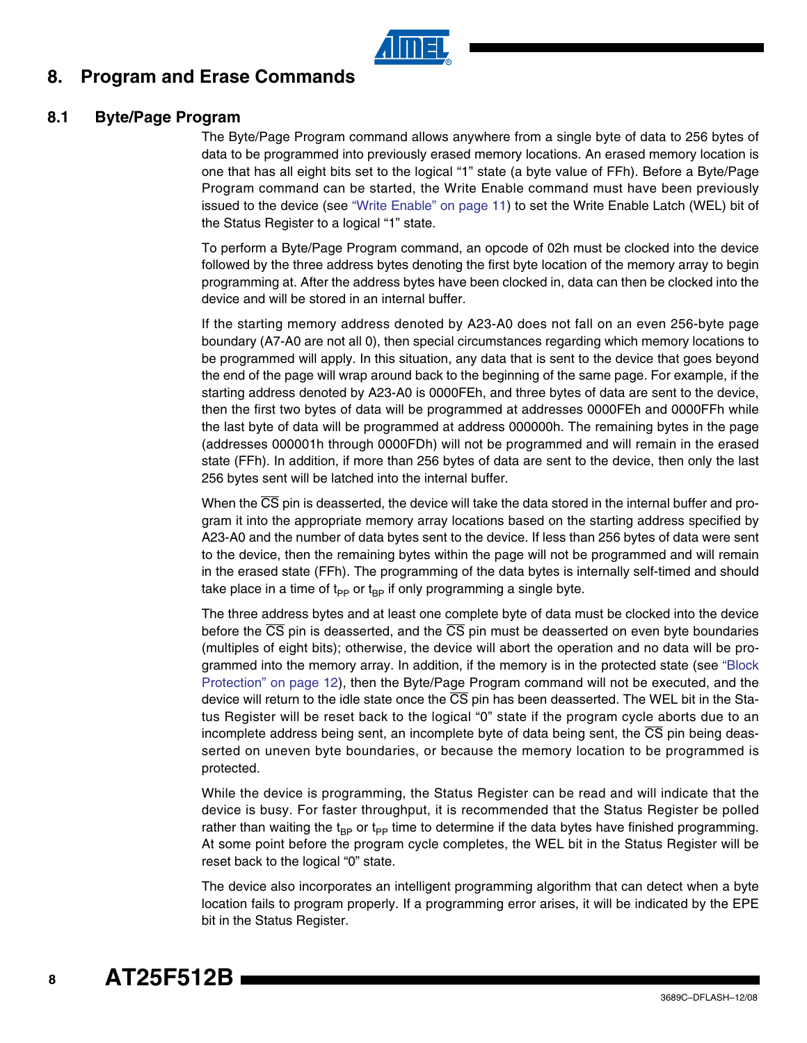## 8. Program and Erase Commands

### 8.1 Byte/Page Program

The Byte/Page Program command allows anywhere from a single byte of data to 256 bytes of data to be programmed into previously erased memory locations. An erased memory location is one that has all eight bits set to the logical "1" state (a byte value of FFh). Before a Byte/Page Program command can be started, the Write Enable command must have been previously issued to the device (see "Write Enable" on page 11) to set the Write Enable Latch (WEL) bit of the Status Register to a logical "1" state.

To perform a Byte/Page Program command, an opcode of 02h must be clocked into the device followed by the three address bytes denoting the first byte location of the memory array to begin programming at. After the address bytes have been clocked in, data can then be clocked into the device and will be stored in an internal buffer.

If the starting memory address denoted by A23-A0 does not fall on an even 256-byte page boundary (A7-A0 are not all 0), then special circumstances regarding which memory locations to be programmed will apply. In this situation, any data that is sent to the device that goes beyond the end of the page will wrap around back to the beginning of the same page. For example, if the starting address denoted by A23-A0 is 0000FEh, and three bytes of data are sent to the device, then the first two bytes of data will be programmed at addresses 0000FEh and 0000FFh while the last byte of data will be programmed at address 000000h. The remaining bytes in the page (addresses 000001h through 0000FDh) will not be programmed and will remain in the erased state (FFh). In addition, if more than 256 bytes of data are sent to the device, then only the last 256 bytes sent will be latched into the internal buffer.

When the $\overline{CS}$ pin is deasserted, the device will take the data stored in the internal buffer and program it into the appropriate memory array locations based on the starting address specified by A23-A0 and the number of data bytes sent to the device. If less than 256 bytes of data were sent to the device, then the remaining bytes within the page will not be programmed and will remain in the erased state (FFh). The programming of the data bytes is internally self-timed and should take place in a time of $t_{PP}$ or $t_{BP}$ if only programming a single byte.

The three address bytes and at least one complete byte of data must be clocked into the device before the $\overline{CS}$ pin is deasserted, and the $\overline{CS}$ pin must be deasserted on even byte boundaries (multiples of eight bits); otherwise, the device will abort the operation and no data will be programmed into the memory array. In addition, if the memory is in the protected state (see "Block Protection" on page 12), then the Byte/Page Program command will not be executed, and the device will return to the idle state once the $\overline{CS}$ pin has been deasserted. The WEL bit in the Status Register will be reset back to the logical "0" state if the program cycle aborts due to an incomplete address being sent, an incomplete byte of data being sent, the $\overline{CS}$ pin being deasserted on uneven byte boundaries, or because the memory location to be programmed is protected.

While the device is programming, the Status Register can be read and will indicate that the device is busy. For faster throughput, it is recommended that the Status Register be polled rather than waiting the $t_{BP}$ or $t_{PP}$ time to determine if the data bytes have finished programming. At some point before the program cycle completes, the WEL bit in the Status Register will be reset back to the logical "0" state.

The device also incorporates an intelligent programming algorithm that can detect when a byte location fails to program properly. If a programming error arises, it will be indicated by the EPE bit in the Status Register.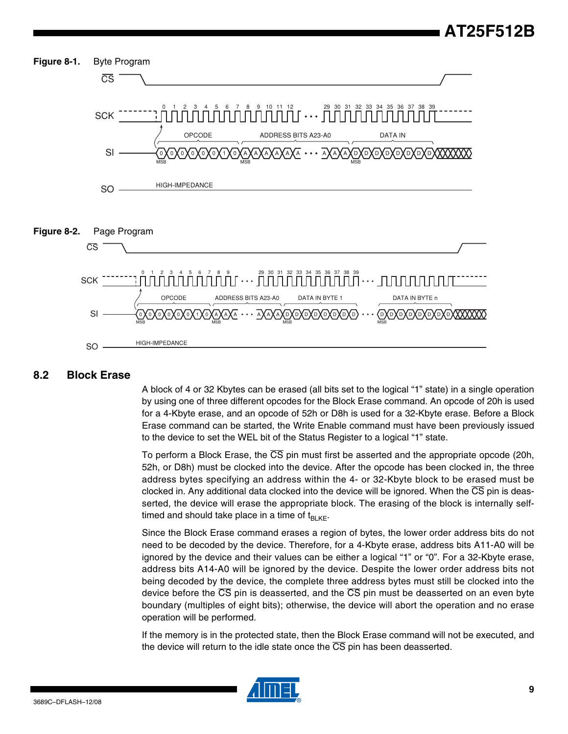**Figure 8-1.** Byte Program

**Figure 8-2.** Page Program

## 8.2 Block Erase

A block of 4 or 32 Kbytes can be erased (all bits set to the logical "1" state) in a single operation by using one of three different opcodes for the Block Erase command. An opcode of 20h is used for a 4-Kbyte erase, and an opcode of 52h or D8h is used for a 32-Kbyte erase. Before a Block Erase command can be started, the Write Enable command must have been previously issued to the device to set the WEL bit of the Status Register to a logical "1" state.

To perform a Block Erase, the $\overline{CS}$ pin must first be asserted and the appropriate opcode (20h, 52h, or D8h) must be clocked into the device. After the opcode has been clocked in, the three address bytes specifying an address within the 4- or 32-Kbyte block to be erased must be clocked in. Any additional data clocked into the device will be ignored. When the $\overline{CS}$ pin is deasserted, the device will erase the appropriate block. The erasing of the block is internally self-timed and should take place in a time of $t_{BLKE}$.

Since the Block Erase command erases a region of bytes, the lower order address bits do not need to be decoded by the device. Therefore, for a 4-Kbyte erase, address bits A11-A0 will be ignored by the device and their values can be either a logical "1" or "0". For a 32-Kbyte erase, address bits A14-A0 will be ignored by the device. Despite the lower order address bits not being decoded by the device, the complete three address bytes must still be clocked into the device before the $\overline{CS}$ pin is deasserted, and the $\overline{CS}$ pin must be deasserted on an even byte boundary (multiples of eight bits); otherwise, the device will abort the operation and no erase operation will be performed.

If the memory is in the protected state, then the Block Erase command will not be executed, and the device will return to the idle state once the $\overline{CS}$ pin has been deasserted.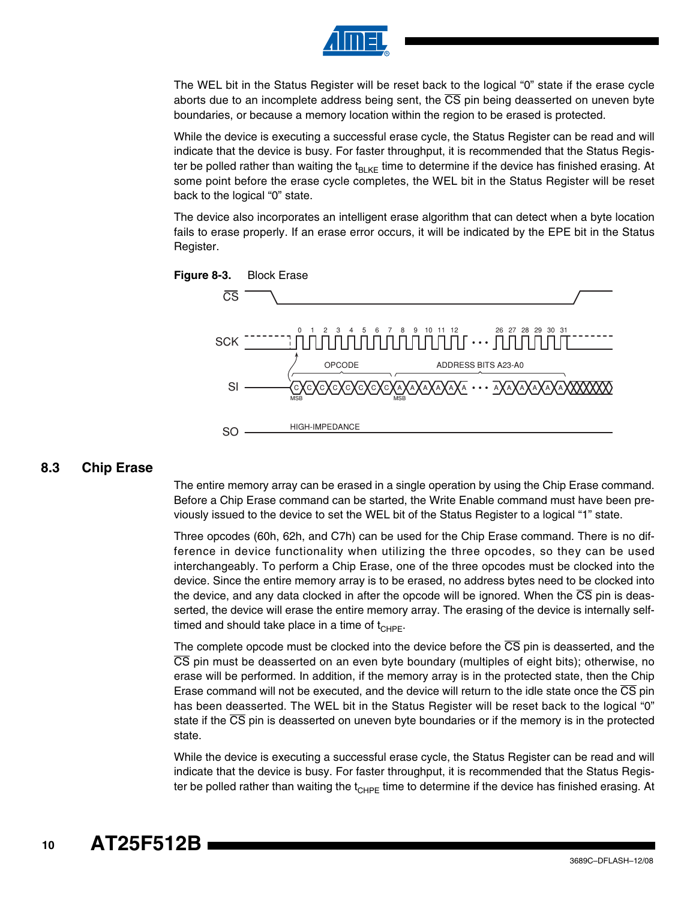The WEL bit in the Status Register will be reset back to the logical "0" state if the erase cycle aborts due to an incomplete address being sent, the $\overline{CS}$ pin being deasserted on uneven byte boundaries, or because a memory location within the region to be erased is protected.

While the device is executing a successful erase cycle, the Status Register can be read and will indicate that the device is busy. For faster throughput, it is recommended that the Status Register be polled rather than waiting the $t_{BLKE}$ time to determine if the device has finished erasing. At some point before the erase cycle completes, the WEL bit in the Status Register will be reset back to the logical "0" state.

The device also incorporates an intelligent erase algorithm that can detect when a byte location fails to erase properly. If an erase error occurs, it will be indicated by the EPE bit in the Status Register.

**Figure 8-3.** Block Erase

## 8.3 Chip Erase

The entire memory array can be erased in a single operation by using the Chip Erase command. Before a Chip Erase command can be started, the Write Enable command must have been previously issued to the device to set the WEL bit of the Status Register to a logical "1" state.

Three opcodes (60h, 62h, and C7h) can be used for the Chip Erase command. There is no difference in device functionality when utilizing the three opcodes, so they can be used interchangeably. To perform a Chip Erase, one of the three opcodes must be clocked into the device. Since the entire memory array is to be erased, no address bytes need to be clocked into the device, and any data clocked in after the opcode will be ignored. When the $\overline{CS}$ pin is deasserted, the device will erase the entire memory array. The erasing of the device is internally self-timed and should take place in a time of $t_{CHPE}$.

The complete opcode must be clocked into the device before the $\overline{CS}$ pin is deasserted, and the $\overline{CS}$ pin must be deasserted on an even byte boundary (multiples of eight bits); otherwise, no erase will be performed. In addition, if the memory array is in the protected state, then the Chip Erase command will not be executed, and the device will return to the idle state once the $\overline{CS}$ pin has been deasserted. The WEL bit in the Status Register will be reset back to the logical "0" state if the $\overline{CS}$ pin is deasserted on uneven byte boundaries or if the memory is in the protected state.

While the device is executing a successful erase cycle, the Status Register can be read and will indicate that the device is busy. For faster throughput, it is recommended that the Status Register be polled rather than waiting the $t_{CHPE}$ time to determine if the device has finished erasing. At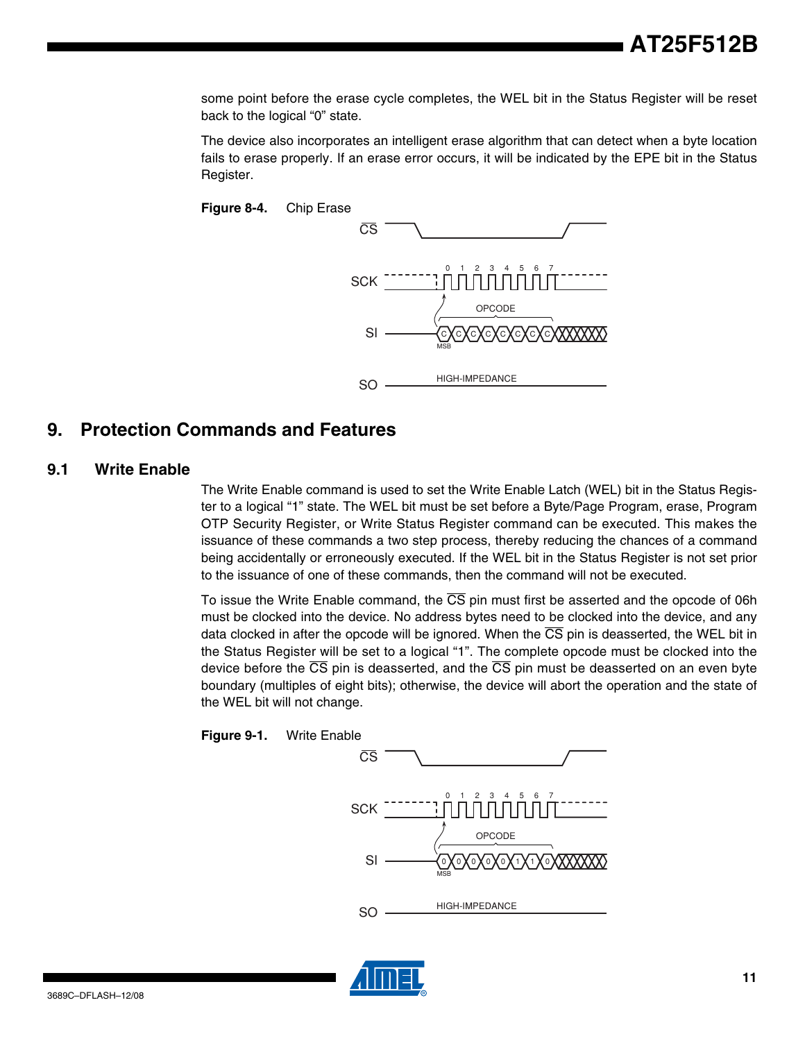some point before the erase cycle completes, the WEL bit in the Status Register will be reset back to the logical "0" state.

The device also incorporates an intelligent erase algorithm that can detect when a byte location fails to erase properly. If an erase error occurs, it will be indicated by the EPE bit in the Status Register.

**Figure 8-4.** Chip Erase

# 9. Protection Commands and Features

## 9.1 Write Enable

The Write Enable command is used to set the Write Enable Latch (WEL) bit in the Status Register to a logical "1" state. The WEL bit must be set before a Byte/Page Program, erase, Program OTP Security Register, or Write Status Register command can be executed. This makes the issuance of these commands a two step process, thereby reducing the chances of a command being accidentally or erroneously executed. If the WEL bit in the Status Register is not set prior to the issuance of one of these commands, then the command will not be executed.

To issue the Write Enable command, the $\overline{CS}$ pin must first be asserted and the opcode of 06h must be clocked into the device. No address bytes need to be clocked into the device, and any data clocked in after the opcode will be ignored. When the $\overline{CS}$ pin is deasserted, the WEL bit in the Status Register will be set to a logical "1". The complete opcode must be clocked into the device before the $\overline{CS}$ pin is deasserted, and the $\overline{CS}$ pin must be deasserted on an even byte boundary (multiples of eight bits); otherwise, the device will abort the operation and the state of the WEL bit will not change.

**Figure 9-1.** Write Enable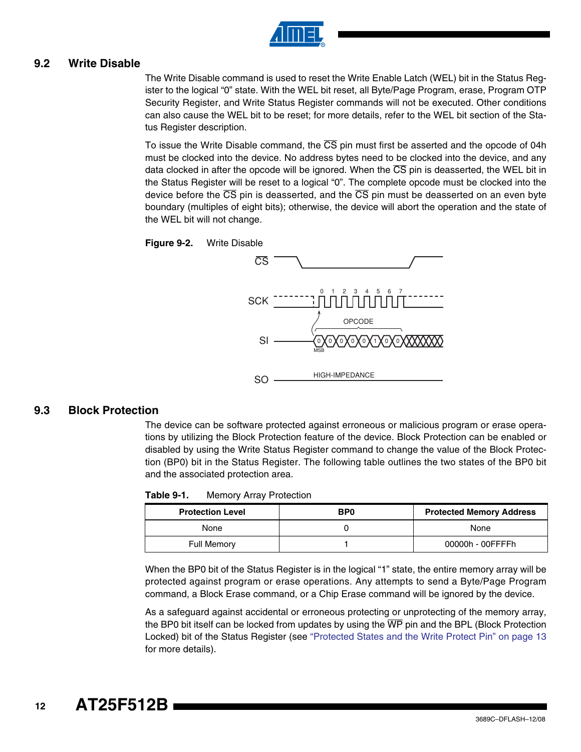## 9.2 Write Disable

The Write Disable command is used to reset the Write Enable Latch (WEL) bit in the Status Register to the logical "0" state. With the WEL bit reset, all Byte/Page Program, erase, Program OTP Security Register, and Write Status Register commands will not be executed. Other conditions can also cause the WEL bit to be reset; for more details, refer to the WEL bit section of the Status Register description.

To issue the Write Disable command, the $\overline{CS}$ pin must first be asserted and the opcode of 04h must be clocked into the device. No address bytes need to be clocked into the device, and any data clocked in after the opcode will be ignored. When the $\overline{CS}$ pin is deasserted, the WEL bit in the Status Register will be reset to a logical "0". The complete opcode must be clocked into the device before the $\overline{CS}$ pin is deasserted, and the $\overline{CS}$ pin must be deasserted on an even byte boundary (multiples of eight bits); otherwise, the device will abort the operation and the state of the WEL bit will not change.

**Figure 9-2.** Write Disable

## 9.3 Block Protection

The device can be software protected against erroneous or malicious program or erase operations by utilizing the Block Protection feature of the device. Block Protection can be enabled or disabled by using the Write Status Register command to change the value of the Block Protection (BP0) bit in the Status Register. The following table outlines the two states of the BP0 bit and the associated protection area.

**Table 9-1.** Memory Array Protection

| Protection Level | BP0 | Protected Memory Address |
|---|---|---|
| None | 0 | None |
| Full Memory | 1 | 00000h - 00FFFFh |

When the BP0 bit of the Status Register is in the logical "1" state, the entire memory array will be protected against program or erase operations. Any attempts to send a Byte/Page Program command, a Block Erase command, or a Chip Erase command will be ignored by the device.

As a safeguard against accidental or erroneous protecting or unprotecting of the memory array, the BP0 bit itself can be locked from updates by using the $\overline{WP}$ pin and the BPL (Block Protection Locked) bit of the Status Register (see "Protected States and the Write Protect Pin" on page 13 for more details).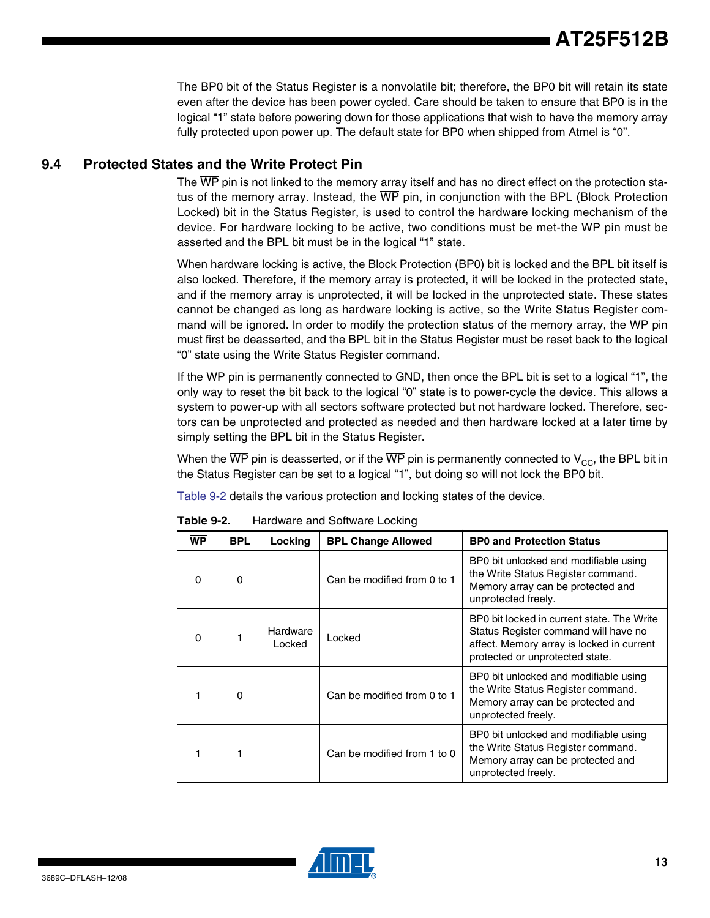The BP0 bit of the Status Register is a nonvolatile bit; therefore, the BP0 bit will retain its state even after the device has been power cycled. Care should be taken to ensure that BP0 is in the logical "1" state before powering down for those applications that wish to have the memory array fully protected upon power up. The default state for BP0 when shipped from Atmel is "0".

## 9.4 Protected States and the Write Protect Pin

The $\overline{WP}$ pin is not linked to the memory array itself and has no direct effect on the protection status of the memory array. Instead, the $\overline{WP}$ pin, in conjunction with the BPL (Block Protection Locked) bit in the Status Register, is used to control the hardware locking mechanism of the device. For hardware locking to be active, two conditions must be met-the $\overline{WP}$ pin must be asserted and the BPL bit must be in the logical "1" state.

When hardware locking is active, the Block Protection (BP0) bit is locked and the BPL bit itself is also locked. Therefore, if the memory array is protected, it will be locked in the protected state, and if the memory array is unprotected, it will be locked in the unprotected state. These states cannot be changed as long as hardware locking is active, so the Write Status Register command will be ignored. In order to modify the protection status of the memory array, the $\overline{WP}$ pin must first be deasserted, and the BPL bit in the Status Register must be reset back to the logical "0" state using the Write Status Register command.

If the $\overline{WP}$ pin is permanently connected to GND, then once the BPL bit is set to a logical "1", the only way to reset the bit back to the logical "0" state is to power-cycle the device. This allows a system to power-up with all sectors software protected but not hardware locked. Therefore, sectors can be unprotected and protected as needed and then hardware locked at a later time by simply setting the BPL bit in the Status Register.

When the $\overline{WP}$ pin is deasserted, or if the $\overline{WP}$ pin is permanently connected to $V_{CC}$, the BPL bit in the Status Register can be set to a logical "1", but doing so will not lock the BP0 bit.

Table 9-2 details the various protection and locking states of the device.

**Table 9-2.** Hardware and Software Locking

| $\overline{WP}$ | BPL | Locking | BPL Change Allowed | BP0 and Protection Status |
|---|---|---|---|---|
| 0 | 0 | | Can be modified from 0 to 1 | BP0 bit unlocked and modifiable using the Write Status Register command. Memory array can be protected and unprotected freely. |
| 0 | 1 | Hardware Locked | Locked | BP0 bit locked in current state. The Write Status Register command will have no affect. Memory array is locked in current protected or unprotected state. |
| 1 | 0 | | Can be modified from 0 to 1 | BP0 bit unlocked and modifiable using the Write Status Register command. Memory array can be protected and unprotected freely. |
| 1 | 1 | | Can be modified from 1 to 0 | BP0 bit unlocked and modifiable using the Write Status Register command. Memory array can be protected and unprotected freely. |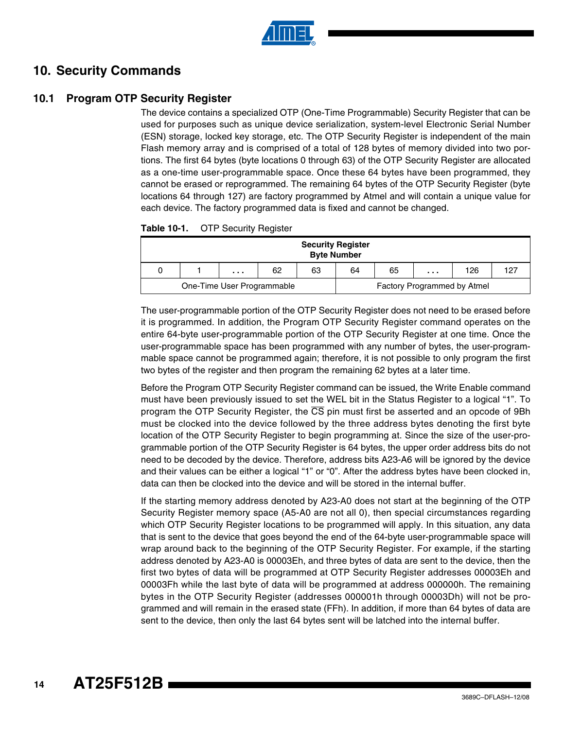# 10. Security Commands

## 10.1 Program OTP Security Register

The device contains a specialized OTP (One-Time Programmable) Security Register that can be used for purposes such as unique device serialization, system-level Electronic Serial Number (ESN) storage, locked key storage, etc. The OTP Security Register is independent of the main Flash memory array and is comprised of a total of 128 bytes of memory divided into two portions. The first 64 bytes (byte locations 0 through 63) of the OTP Security Register are allocated as a one-time user-programmable space. Once these 64 bytes have been programmed, they cannot be erased or reprogrammed. The remaining 64 bytes of the OTP Security Register (byte locations 64 through 127) are factory programmed by Atmel and will contain a unique value for each device. The factory programmed data is fixed and cannot be changed.

**Table 10-1.** OTP Security Register

| Security Register Byte Number | | | | | | | | | |
|---|---|---|---|---|---|---|---|---|---|
| 0 | 1 | . . . | 62 | 63 | 64 | 65 | . . . | 126 | 127 |
| One-Time User Programmable | | | | | Factory Programmed by Atmel | | | | |

The user-programmable portion of the OTP Security Register does not need to be erased before it is programmed. In addition, the Program OTP Security Register command operates on the entire 64-byte user-programmable portion of the OTP Security Register at one time. Once the user-programmable space has been programmed with any number of bytes, the user-programmable space cannot be programmed again; therefore, it is not possible to only program the first two bytes of the register and then program the remaining 62 bytes at a later time.

Before the Program OTP Security Register command can be issued, the Write Enable command must have been previously issued to set the WEL bit in the Status Register to a logical "1". To program the OTP Security Register, the $\overline{\text{CS}}$ pin must first be asserted and an opcode of 9Bh must be clocked into the device followed by the three address bytes denoting the first byte location of the OTP Security Register to begin programming at. Since the size of the user-programmable portion of the OTP Security Register is 64 bytes, the upper order address bits do not need to be decoded by the device. Therefore, address bits A23-A6 will be ignored by the device and their values can be either a logical "1" or "0". After the address bytes have been clocked in, data can then be clocked into the device and will be stored in the internal buffer.

If the starting memory address denoted by A23-A0 does not start at the beginning of the OTP Security Register memory space (A5-A0 are not all 0), then special circumstances regarding which OTP Security Register locations to be programmed will apply. In this situation, any data that is sent to the device that goes beyond the end of the 64-byte user-programmable space will wrap around back to the beginning of the OTP Security Register. For example, if the starting address denoted by A23-A0 is 00003Eh, and three bytes of data are sent to the device, then the first two bytes of data will be programmed at OTP Security Register addresses 00003Eh and 00003Fh while the last byte of data will be programmed at address 000000h. The remaining bytes in the OTP Security Register (addresses 000001h through 00003Dh) will not be programmed and will remain in the erased state (FFh). In addition, if more than 64 bytes of data are sent to the device, then only the last 64 bytes sent will be latched into the internal buffer.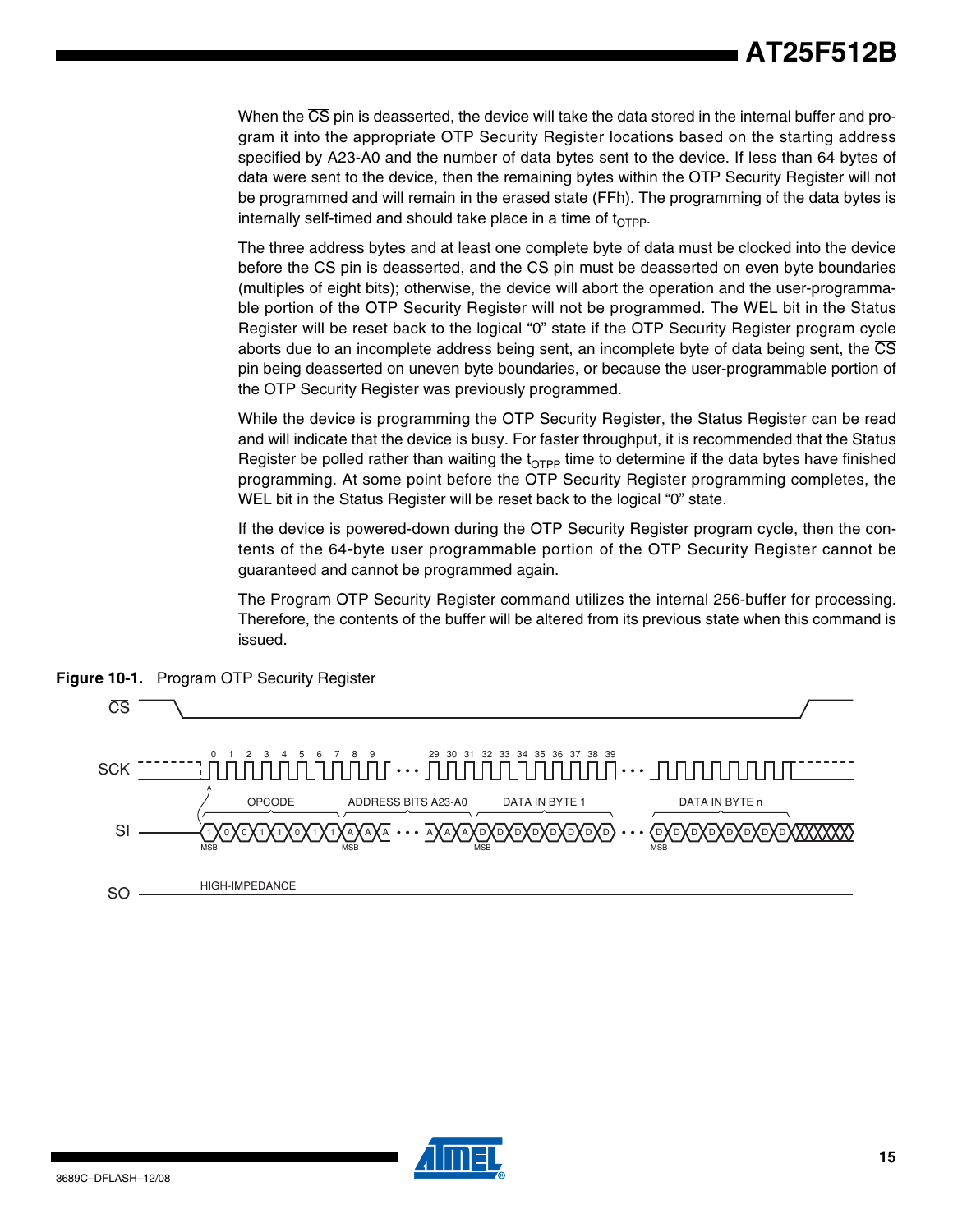When the $\overline{CS}$ pin is deasserted, the device will take the data stored in the internal buffer and program it into the appropriate OTP Security Register locations based on the starting address specified by A23-A0 and the number of data bytes sent to the device. If less than 64 bytes of data were sent to the device, then the remaining bytes within the OTP Security Register will not be programmed and will remain in the erased state (FFh). The programming of the data bytes is internally self-timed and should take place in a time of $t_{OTPP}$.

The three address bytes and at least one complete byte of data must be clocked into the device before the $\overline{CS}$ pin is deasserted, and the $\overline{CS}$ pin must be deasserted on even byte boundaries (multiples of eight bits); otherwise, the device will abort the operation and the user-programmable portion of the OTP Security Register will not be programmed. The WEL bit in the Status Register will be reset back to the logical "0" state if the OTP Security Register program cycle aborts due to an incomplete address being sent, an incomplete byte of data being sent, the $\overline{CS}$ pin being deasserted on uneven byte boundaries, or because the user-programmable portion of the OTP Security Register was previously programmed.

While the device is programming the OTP Security Register, the Status Register can be read and will indicate that the device is busy. For faster throughput, it is recommended that the Status Register be polled rather than waiting the $t_{OTPP}$ time to determine if the data bytes have finished programming. At some point before the OTP Security Register programming completes, the WEL bit in the Status Register will be reset back to the logical "0" state.

If the device is powered-down during the OTP Security Register program cycle, then the contents of the 64-byte user programmable portion of the OTP Security Register cannot be guaranteed and cannot be programmed again.

The Program OTP Security Register command utilizes the internal 256-buffer for processing. Therefore, the contents of the buffer will be altered from its previous state when this command is issued.

**Figure 10-1.** Program OTP Security Register

CS

SCK 0 1 2 3 4 5 6 7 8 9 ... 29 30 31 32 33 34 35 36 37 38 39

SI: OPCODE (1 0 0 1 1 0 1 1, MSB) | ADDRESS BITS A23-A0 (MSB) | DATA IN BYTE 1 (MSB) | ... | DATA IN BYTE n (MSB)

SO: HIGH-IMPEDANCE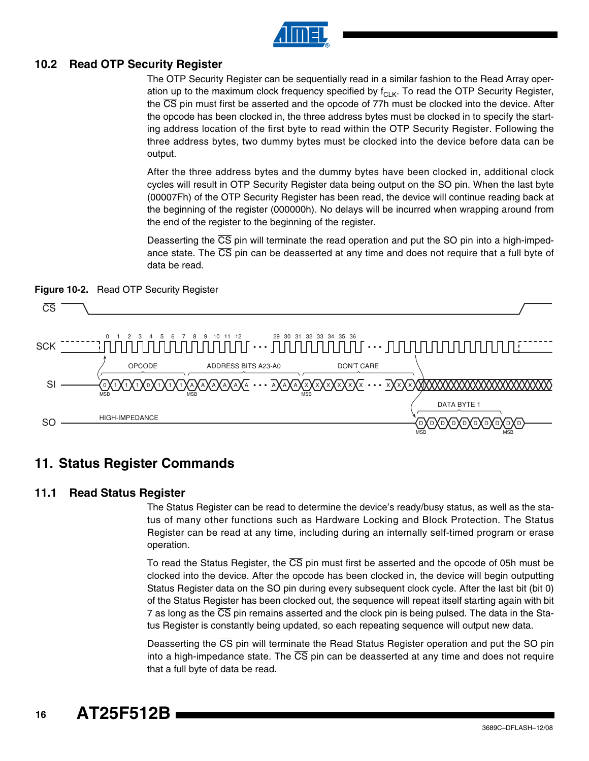### 10.2 Read OTP Security Register

The OTP Security Register can be sequentially read in a similar fashion to the Read Array operation up to the maximum clock frequency specified by $f_{CLK}$. To read the OTP Security Register, the CS pin must first be asserted and the opcode of 77h must be clocked into the device. After the opcode has been clocked in, the three address bytes must be clocked in to specify the starting address location of the first byte to read within the OTP Security Register. Following the three address bytes, two dummy bytes must be clocked into the device before data can be output.

After the three address bytes and the dummy bytes have been clocked in, additional clock cycles will result in OTP Security Register data being output on the SO pin. When the last byte (00007Fh) of the OTP Security Register has been read, the device will continue reading back at the beginning of the register (000000h). No delays will be incurred when wrapping around from the end of the register to the beginning of the register.

Deasserting the CS pin will terminate the read operation and put the SO pin into a high-impedance state. The CS pin can be deasserted at any time and does not require that a full byte of data be read.

**Figure 10-2.** Read OTP Security Register

## 11. Status Register Commands

### 11.1 Read Status Register

The Status Register can be read to determine the device's ready/busy status, as well as the status of many other functions such as Hardware Locking and Block Protection. The Status Register can be read at any time, including during an internally self-timed program or erase operation.

To read the Status Register, the CS pin must first be asserted and the opcode of 05h must be clocked into the device. After the opcode has been clocked in, the device will begin outputting Status Register data on the SO pin during every subsequent clock cycle. After the last bit (bit 0) of the Status Register has been clocked out, the sequence will repeat itself starting again with bit 7 as long as the CS pin remains asserted and the clock pin is being pulsed. The data in the Status Register is constantly being updated, so each repeating sequence will output new data.

Deasserting the CS pin will terminate the Read Status Register operation and put the SO pin into a high-impedance state. The CS pin can be deasserted at any time and does not require that a full byte of data be read.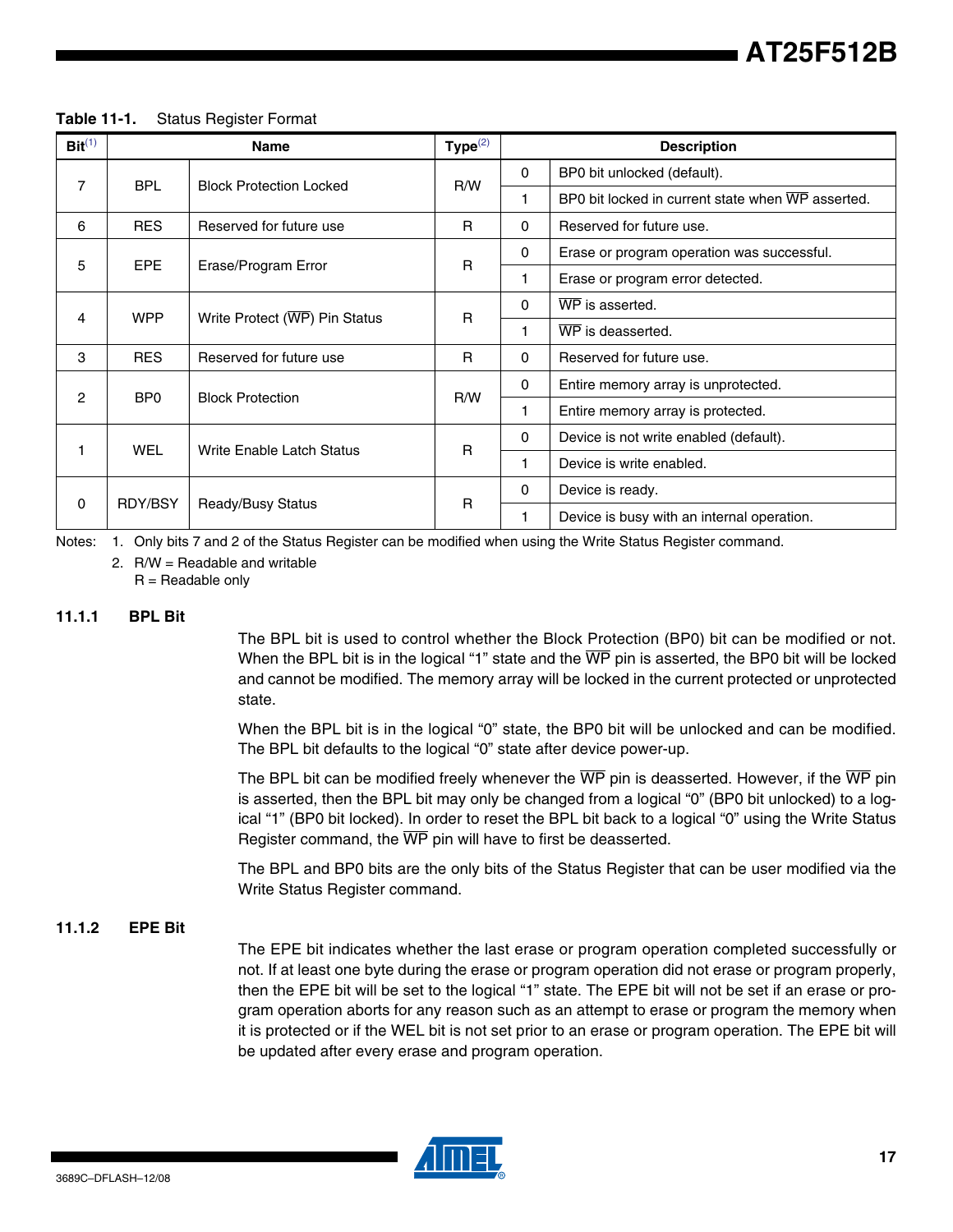**Table 11-1.** Status Register Format

| Bit[1] | Name | | Type[2] | Description | |
|---|---|---|---|---|---|
| 7 | BPL | Block Protection Locked | R/W | 0 | BP0 bit unlocked (default). |
| | | | | 1 | BP0 bit locked in current state when $\overline{WP}$ asserted. |
| 6 | RES | Reserved for future use | R | 0 | Reserved for future use. |
| 5 | EPE | Erase/Program Error | R | 0 | Erase or program operation was successful. |
| | | | | 1 | Erase or program error detected. |
| 4 | WPP | Write Protect ($\overline{WP}$) Pin Status | R | 0 | $\overline{WP}$ is asserted. |
| | | | | 1 | $\overline{WP}$ is deasserted. |
| 3 | RES | Reserved for future use | R | 0 | Reserved for future use. |
| 2 | BP0 | Block Protection | R/W | 0 | Entire memory array is unprotected. |
| | | | | 1 | Entire memory array is protected. |
| 1 | WEL | Write Enable Latch Status | R | 0 | Device is not write enabled (default). |
| | | | | 1 | Device is write enabled. |
| 0 | RDY/BSY | Ready/Busy Status | R | 0 | Device is ready. |
| | | | | 1 | Device is busy with an internal operation. |

Notes: 1. Only bits 7 and 2 of the Status Register can be modified when using the Write Status Register command.

2. R/W = Readable and writable
R = Readable only

### 11.1.1 BPL Bit

The BPL bit is used to control whether the Block Protection (BP0) bit can be modified or not. When the BPL bit is in the logical "1" state and the $\overline{WP}$ pin is asserted, the BP0 bit will be locked and cannot be modified. The memory array will be locked in the current protected or unprotected state.

When the BPL bit is in the logical "0" state, the BP0 bit will be unlocked and can be modified. The BPL bit defaults to the logical "0" state after device power-up.

The BPL bit can be modified freely whenever the $\overline{WP}$ pin is deasserted. However, if the $\overline{WP}$ pin is asserted, then the BPL bit may only be changed from a logical "0" (BP0 bit unlocked) to a logical "1" (BP0 bit locked). In order to reset the BPL bit back to a logical "0" using the Write Status Register command, the $\overline{WP}$ pin will have to first be deasserted.

The BPL and BP0 bits are the only bits of the Status Register that can be user modified via the Write Status Register command.

### 11.1.2 EPE Bit

The EPE bit indicates whether the last erase or program operation completed successfully or not. If at least one byte during the erase or program operation did not erase or program properly, then the EPE bit will be set to the logical "1" state. The EPE bit will not be set if an erase or program operation aborts for any reason such as an attempt to erase or program the memory when it is protected or if the WEL bit is not set prior to an erase or program operation. The EPE bit will be updated after every erase and program operation.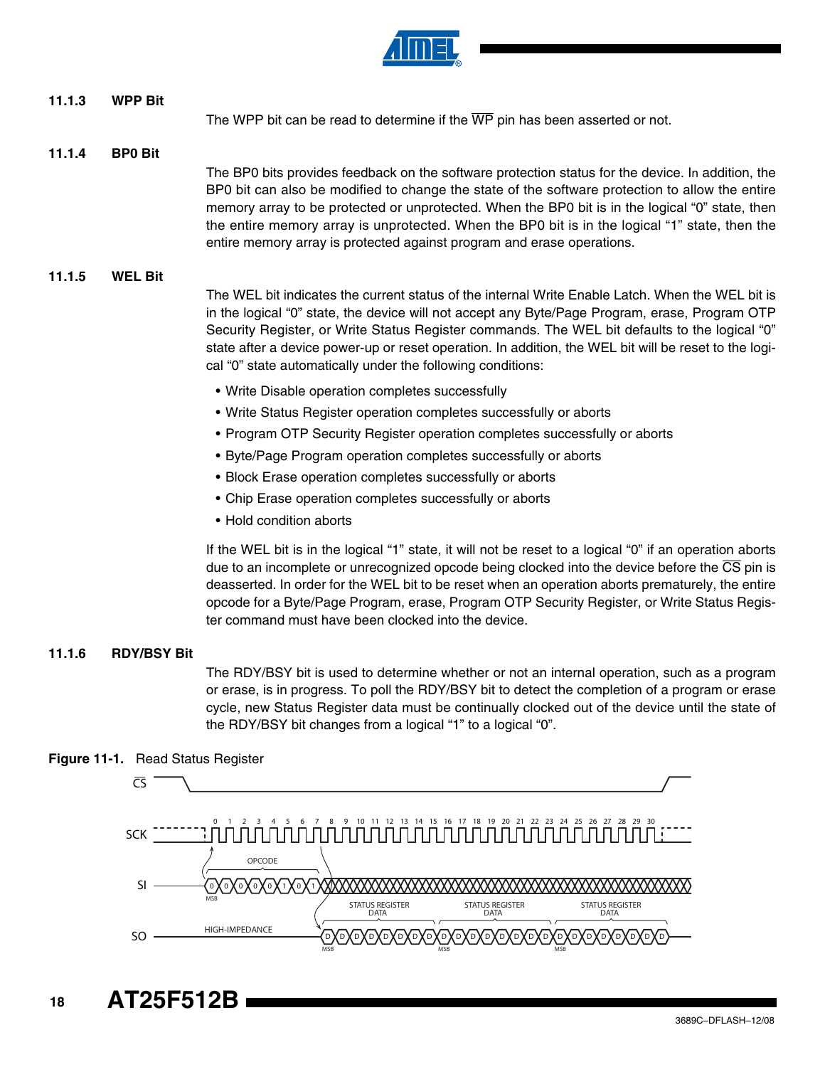### 11.1.3 WPP Bit

The WPP bit can be read to determine if the $\overline{WP}$ pin has been asserted or not.

### 11.1.4 BP0 Bit

The BP0 bits provides feedback on the software protection status for the device. In addition, the BP0 bit can also be modified to change the state of the software protection to allow the entire memory array to be protected or unprotected. When the BP0 bit is in the logical “0” state, then the entire memory array is unprotected. When the BP0 bit is in the logical “1” state, then the entire memory array is protected against program and erase operations.

### 11.1.5 WEL Bit

The WEL bit indicates the current status of the internal Write Enable Latch. When the WEL bit is in the logical “0” state, the device will not accept any Byte/Page Program, erase, Program OTP Security Register, or Write Status Register commands. The WEL bit defaults to the logical “0” state after a device power-up or reset operation. In addition, the WEL bit will be reset to the logical “0” state automatically under the following conditions:

- Write Disable operation completes successfully
- Write Status Register operation completes successfully or aborts
- Program OTP Security Register operation completes successfully or aborts
- Byte/Page Program operation completes successfully or aborts
- Block Erase operation completes successfully or aborts
- Chip Erase operation completes successfully or aborts
- Hold condition aborts

If the WEL bit is in the logical “1” state, it will not be reset to a logical “0” if an operation aborts due to an incomplete or unrecognized opcode being clocked into the device before the $\overline{CS}$ pin is deasserted. In order for the WEL bit to be reset when an operation aborts prematurely, the entire opcode for a Byte/Page Program, erase, Program OTP Security Register, or Write Status Register command must have been clocked into the device.

### 11.1.6 RDY/BSY Bit

The RDY/BSY bit is used to determine whether or not an internal operation, such as a program or erase, is in progress. To poll the RDY/BSY bit to detect the completion of a program or erase cycle, new Status Register data must be continually clocked out of the device until the state of the RDY/BSY bit changes from a logical “1” to a logical “0”.

**Figure 11-1.** Read Status Register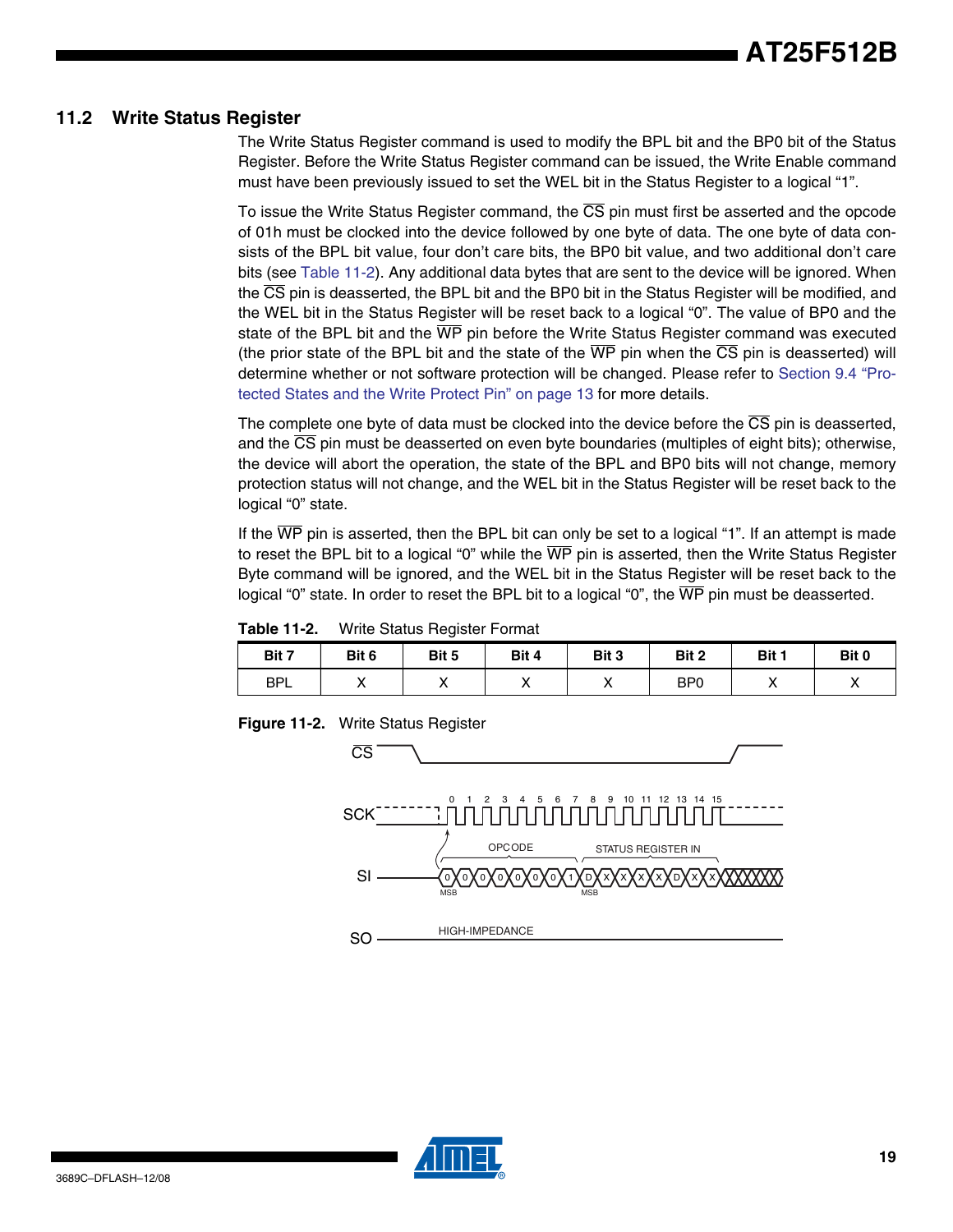## 11.2 Write Status Register

The Write Status Register command is used to modify the BPL bit and the BP0 bit of the Status Register. Before the Write Status Register command can be issued, the Write Enable command must have been previously issued to set the WEL bit in the Status Register to a logical "1".

To issue the Write Status Register command, the CS pin must first be asserted and the opcode of 01h must be clocked into the device followed by one byte of data. The one byte of data consists of the BPL bit value, four don't care bits, the BP0 bit value, and two additional don't care bits (see Table 11-2). Any additional data bytes that are sent to the device will be ignored. When the CS pin is deasserted, the BPL bit and the BP0 bit in the Status Register will be modified, and the WEL bit in the Status Register will be reset back to a logical "0". The value of BP0 and the state of the BPL bit and the WP pin before the Write Status Register command was executed (the prior state of the BPL bit and the state of the WP pin when the CS pin is deasserted) will determine whether or not software protection will be changed. Please refer to Section 9.4 "Protected States and the Write Protect Pin" on page 13 for more details.

The complete one byte of data must be clocked into the device before the CS pin is deasserted, and the CS pin must be deasserted on even byte boundaries (multiples of eight bits); otherwise, the device will abort the operation, the state of the BPL and BP0 bits will not change, memory protection status will not change, and the WEL bit in the Status Register will be reset back to the logical "0" state.

If the WP pin is asserted, then the BPL bit can only be set to a logical "1". If an attempt is made to reset the BPL bit to a logical "0" while the WP pin is asserted, then the Write Status Register Byte command will be ignored, and the WEL bit in the Status Register will be reset back to the logical "0" state. In order to reset the BPL bit to a logical "0", the WP pin must be deasserted.

**Table 11-2.** Write Status Register Format

| Bit 7 | Bit 6 | Bit 5 | Bit 4 | Bit 3 | Bit 2 | Bit 1 | Bit 0 |
|---|---|---|---|---|---|---|---|
| BPL | X | X | X | X | BP0 | X | X |

**Figure 11-2.** Write Status Register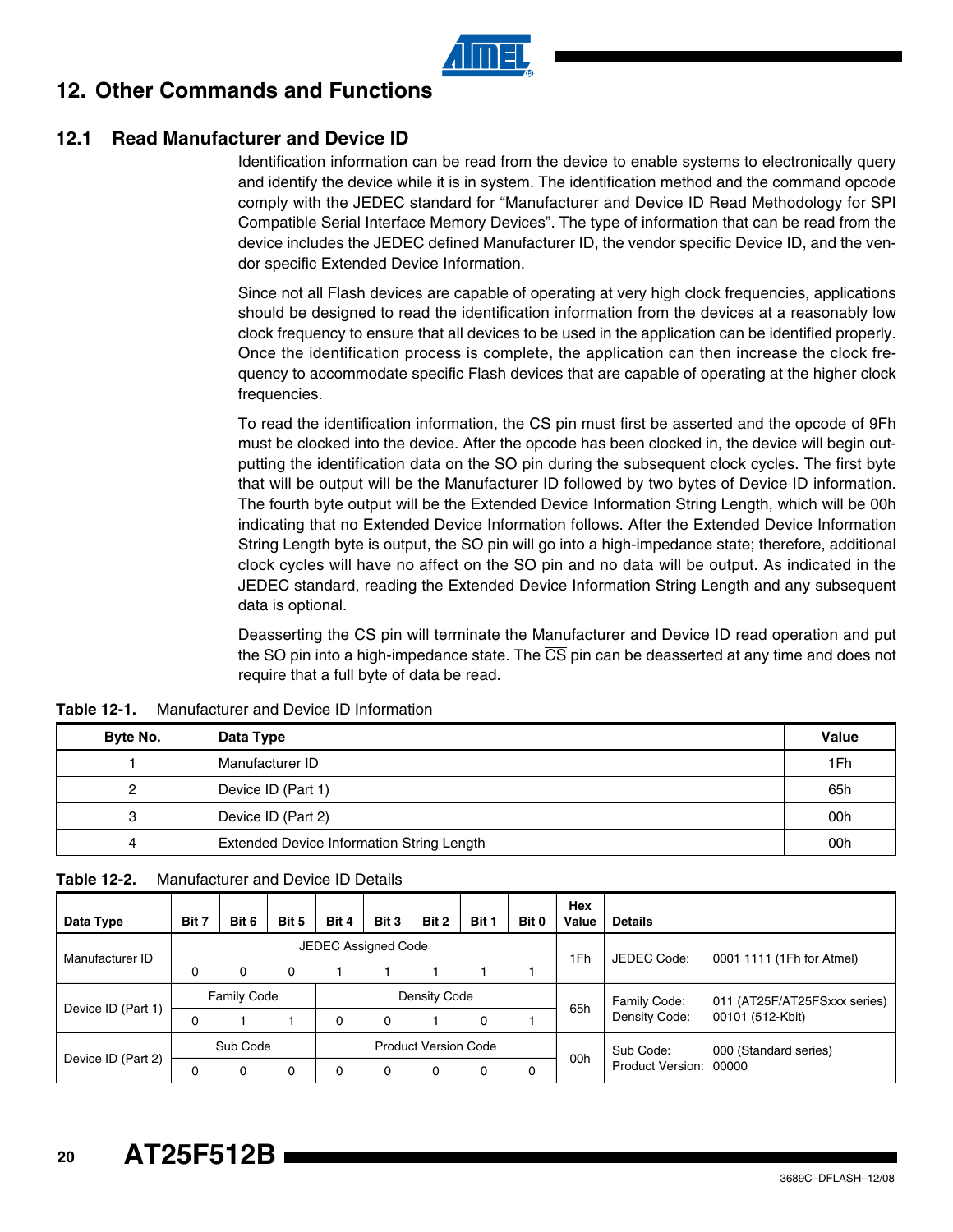# 12. Other Commands and Functions

## 12.1 Read Manufacturer and Device ID

Identification information can be read from the device to enable systems to electronically query and identify the device while it is in system. The identification method and the command opcode comply with the JEDEC standard for "Manufacturer and Device ID Read Methodology for SPI Compatible Serial Interface Memory Devices". The type of information that can be read from the device includes the JEDEC defined Manufacturer ID, the vendor specific Device ID, and the vendor specific Extended Device Information.

Since not all Flash devices are capable of operating at very high clock frequencies, applications should be designed to read the identification information from the devices at a reasonably low clock frequency to ensure that all devices to be used in the application can be identified properly. Once the identification process is complete, the application can then increase the clock frequency to accommodate specific Flash devices that are capable of operating at the higher clock frequencies.

To read the identification information, the $\overline{CS}$ pin must first be asserted and the opcode of 9Fh must be clocked into the device. After the opcode has been clocked in, the device will begin outputting the identification data on the SO pin during the subsequent clock cycles. The first byte that will be output will be the Manufacturer ID followed by two bytes of Device ID information. The fourth byte output will be the Extended Device Information String Length, which will be 00h indicating that no Extended Device Information follows. After the Extended Device Information String Length byte is output, the SO pin will go into a high-impedance state; therefore, additional clock cycles will have no affect on the SO pin and no data will be output. As indicated in the JEDEC standard, reading the Extended Device Information String Length and any subsequent data is optional.

Deasserting the $\overline{CS}$ pin will terminate the Manufacturer and Device ID read operation and put the SO pin into a high-impedance state. The $\overline{CS}$ pin can be deasserted at any time and does not require that a full byte of data be read.

**Table 12-1.** Manufacturer and Device ID Information

| Byte No. | Data Type | Value |
|---|---|---|
| 1 | Manufacturer ID | 1Fh |
| 2 | Device ID (Part 1) | 65h |
| 3 | Device ID (Part 2) | 00h |
| 4 | Extended Device Information String Length | 00h |

**Table 12-2.** Manufacturer and Device ID Details

| Data Type | Bit 7 | Bit 6 | Bit 5 | Bit 4 | Bit 3 | Bit 2 | Bit 1 | Bit 0 | Hex Value | Details |
|---|---|---|---|---|---|---|---|---|---|---|
| Manufacturer ID | JEDEC Assigned Code | | | | | | | | 1Fh | JEDEC Code: 0001 1111 (1Fh for Atmel) |
| | 0 | 0 | 0 | 1 | 1 | 1 | 1 | 1 | | |
| Device ID (Part 1) | Family Code | | | Density Code | | | | | 65h | Family Code: 011 (AT25F/AT25FSxxx series)<br>Density Code: 00101 (512-Kbit) |
| | 0 | 1 | 1 | 0 | 0 | 1 | 0 | 1 | | |
| Device ID (Part 2) | Sub Code | | | Product Version Code | | | | | 00h | Sub Code: 000 (Standard series)<br>Product Version: 00000 |
| | 0 | 0 | 0 | 0 | 0 | 0 | 0 | 0 | | |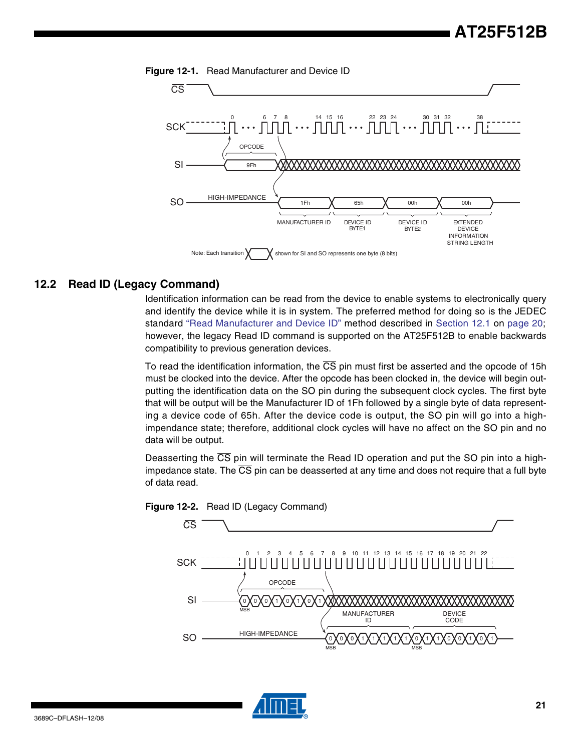**Figure 12-1.** Read Manufacturer and Device ID

Note: Each transition shown for SI and SO represents one byte (8 bits)

## 12.2 Read ID (Legacy Command)

Identification information can be read from the device to enable systems to electronically query and identify the device while it is in system. The preferred method for doing so is the JEDEC standard "Read Manufacturer and Device ID" method described in Section 12.1 on page 20; however, the legacy Read ID command is supported on the AT25F512B to enable backwards compatibility to previous generation devices.

To read the identification information, the $\overline{CS}$ pin must first be asserted and the opcode of 15h must be clocked into the device. After the opcode has been clocked in, the device will begin outputting the identification data on the SO pin during the subsequent clock cycles. The first byte that will be output will be the Manufacturer ID of 1Fh followed by a single byte of data representing a device code of 65h. After the device code is output, the SO pin will go into a high-impendance state; therefore, additional clock cycles will have no affect on the SO pin and no data will be output.

Deasserting the $\overline{CS}$ pin will terminate the Read ID operation and put the SO pin into a high-impedance state. The $\overline{CS}$ pin can be deasserted at any time and does not require that a full byte of data read.

**Figure 12-2.** Read ID (Legacy Command)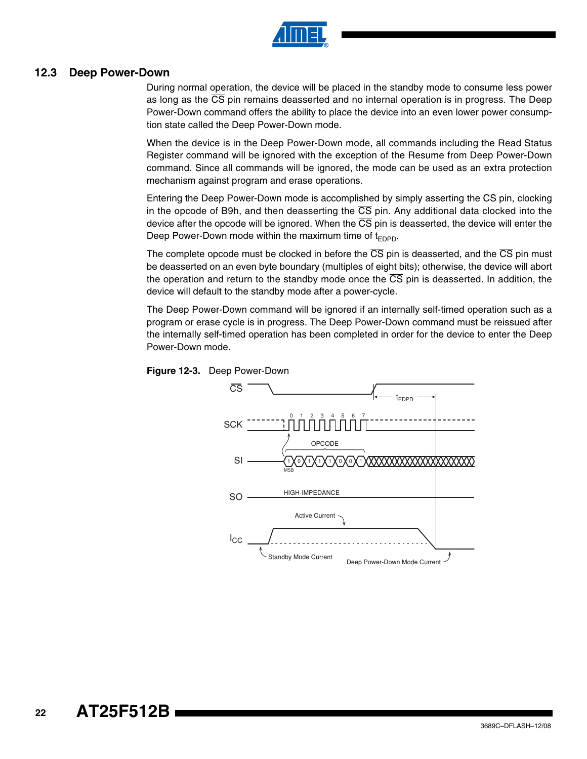## 12.3 Deep Power-Down

During normal operation, the device will be placed in the standby mode to consume less power as long as the $\overline{CS}$ pin remains deasserted and no internal operation is in progress. The Deep Power-Down command offers the ability to place the device into an even lower power consumption state called the Deep Power-Down mode.

When the device is in the Deep Power-Down mode, all commands including the Read Status Register command will be ignored with the exception of the Resume from Deep Power-Down command. Since all commands will be ignored, the mode can be used as an extra protection mechanism against program and erase operations.

Entering the Deep Power-Down mode is accomplished by simply asserting the $\overline{CS}$ pin, clocking in the opcode of B9h, and then deasserting the $\overline{CS}$ pin. Any additional data clocked into the device after the opcode will be ignored. When the $\overline{CS}$ pin is deasserted, the device will enter the Deep Power-Down mode within the maximum time of $t_{EDPD}$.

The complete opcode must be clocked in before the $\overline{CS}$ pin is deasserted, and the $\overline{CS}$ pin must be deasserted on an even byte boundary (multiples of eight bits); otherwise, the device will abort the operation and return to the standby mode once the $\overline{CS}$ pin is deasserted. In addition, the device will default to the standby mode after a power-cycle.

The Deep Power-Down command will be ignored if an internally self-timed operation such as a program or erase cycle is in progress. The Deep Power-Down command must be reissued after the internally self-timed operation has been completed in order for the device to enter the Deep Power-Down mode.

**Figure 12-3.** Deep Power-Down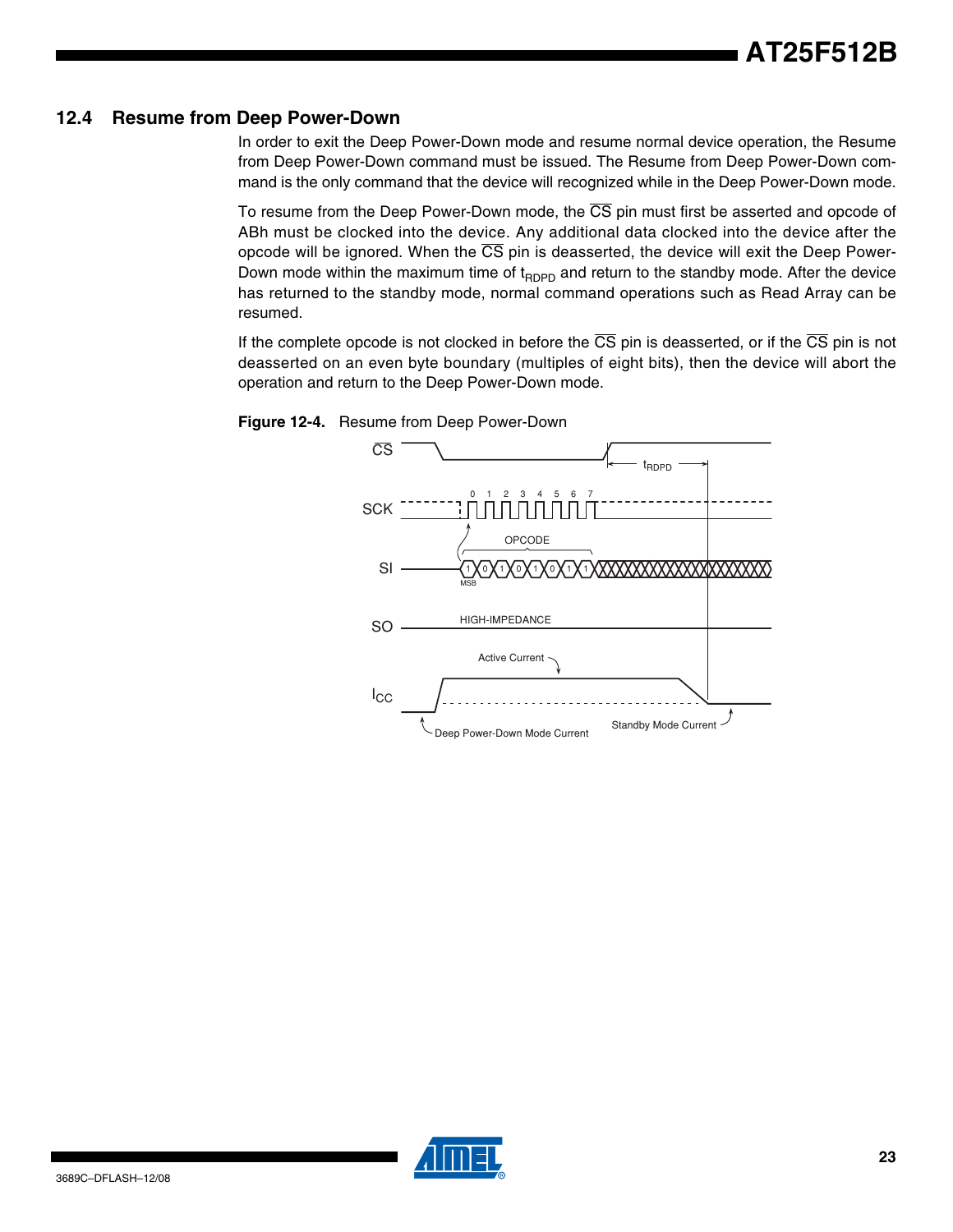## 12.4 Resume from Deep Power-Down

In order to exit the Deep Power-Down mode and resume normal device operation, the Resume from Deep Power-Down command must be issued. The Resume from Deep Power-Down command is the only command that the device will recognized while in the Deep Power-Down mode.

To resume from the Deep Power-Down mode, the $\overline{CS}$ pin must first be asserted and opcode of ABh must be clocked into the device. Any additional data clocked into the device after the opcode will be ignored. When the $\overline{CS}$ pin is deasserted, the device will exit the Deep Power-Down mode within the maximum time of $t_{RDPD}$ and return to the standby mode. After the device has returned to the standby mode, normal command operations such as Read Array can be resumed.

If the complete opcode is not clocked in before the $\overline{CS}$ pin is deasserted, or if the $\overline{CS}$ pin is not deasserted on an even byte boundary (multiples of eight bits), then the device will abort the operation and return to the Deep Power-Down mode.

**Figure 12-4.** Resume from Deep Power-Down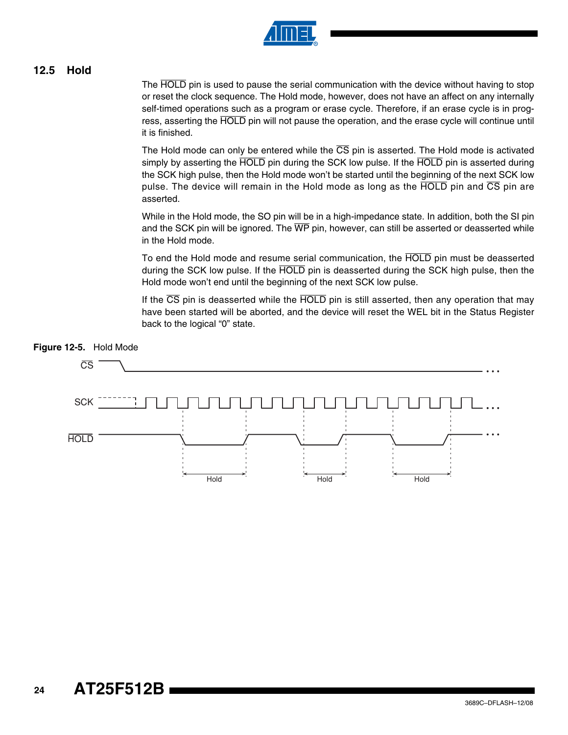## 12.5 Hold

The $\overline{\text{HOLD}}$ pin is used to pause the serial communication with the device without having to stop or reset the clock sequence. The Hold mode, however, does not have an affect on any internally self-timed operations such as a program or erase cycle. Therefore, if an erase cycle is in progress, asserting the $\overline{\text{HOLD}}$ pin will not pause the operation, and the erase cycle will continue until it is finished.

The Hold mode can only be entered while the $\overline{\text{CS}}$ pin is asserted. The Hold mode is activated simply by asserting the $\overline{\text{HOLD}}$ pin during the SCK low pulse. If the $\overline{\text{HOLD}}$ pin is asserted during the SCK high pulse, then the Hold mode won't be started until the beginning of the next SCK low pulse. The device will remain in the Hold mode as long as the $\overline{\text{HOLD}}$ pin and $\overline{\text{CS}}$ pin are asserted.

While in the Hold mode, the SO pin will be in a high-impedance state. In addition, both the SI pin and the SCK pin will be ignored. The $\overline{\text{WP}}$ pin, however, can still be asserted or deasserted while in the Hold mode.

To end the Hold mode and resume serial communication, the $\overline{\text{HOLD}}$ pin must be deasserted during the SCK low pulse. If the $\overline{\text{HOLD}}$ pin is deasserted during the SCK high pulse, then the Hold mode won't end until the beginning of the next SCK low pulse.

If the $\overline{\text{CS}}$ pin is deasserted while the $\overline{\text{HOLD}}$ pin is still asserted, then any operation that may have been started will be aborted, and the device will reset the WEL bit in the Status Register back to the logical "0" state.

**Figure 12-5.** Hold Mode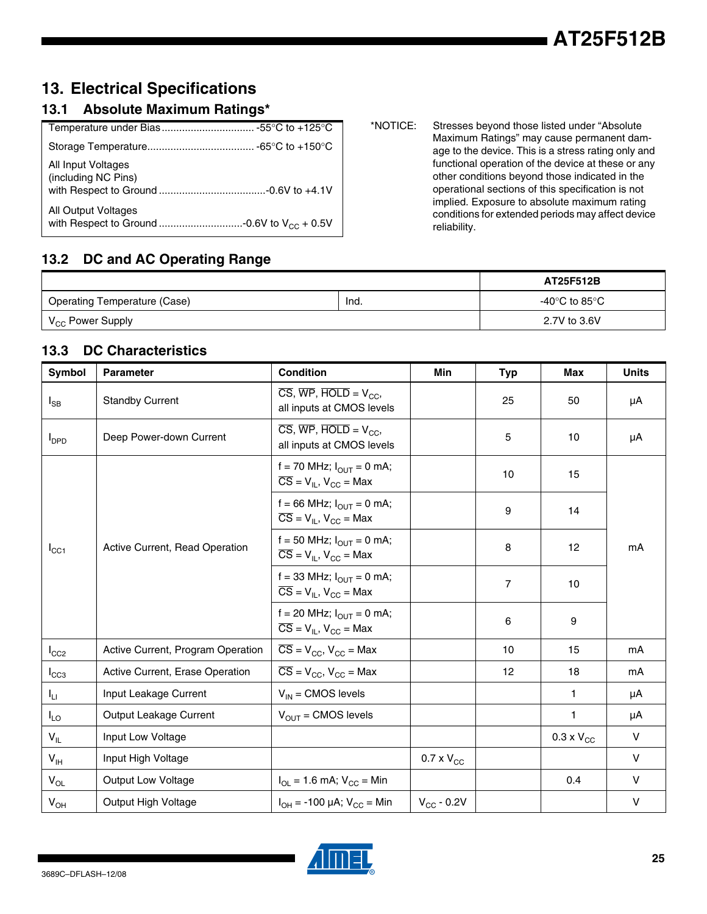# 13. Electrical Specifications

## 13.1 Absolute Maximum Ratings*

| | |
|---|---|
| Temperature under Bias | -55°C to +125°C |
| Storage Temperature | -65°C to +150°C |
| All Input Voltages (including NC Pins) with Respect to Ground | -0.6V to +4.1V |
| All Output Voltages with Respect to Ground | -0.6V to $V_{CC}$ + 0.5V |

*NOTICE: Stresses beyond those listed under "Absolute Maximum Ratings" may cause permanent damage to the device. This is a stress rating only and functional operation of the device at these or any other conditions beyond those indicated in the operational sections of this specification is not implied. Exposure to absolute maximum rating conditions for extended periods may affect device reliability.

## 13.2 DC and AC Operating Range

| | | AT25F512B |
|---|---|---|
| Operating Temperature (Case) | Ind. | -40°C to 85°C |
| $V_{CC}$ Power Supply | | 2.7V to 3.6V |

## 13.3 DC Characteristics

| Symbol | Parameter | Condition | Min | Typ | Max | Units |
|---|---|---|---|---|---|---|
| $I_{SB}$ | Standby Current | $\overline{CS}$, $\overline{WP}$, $\overline{HOLD}$ = $V_{CC}$, all inputs at CMOS levels | | 25 | 50 | µA |
| $I_{DPD}$ | Deep Power-down Current | $\overline{CS}$, $\overline{WP}$, $\overline{HOLD}$ = $V_{CC}$, all inputs at CMOS levels | | 5 | 10 | µA |
| $I_{CC1}$ | Active Current, Read Operation | f = 70 MHz; $I_{OUT}$ = 0 mA; $\overline{CS}$ = $V_{IL}$, $V_{CC}$ = Max | | 10 | 15 | mA |
| | | f = 66 MHz; $I_{OUT}$ = 0 mA; $\overline{CS}$ = $V_{IL}$, $V_{CC}$ = Max | | 9 | 14 | mA |
| | | f = 50 MHz; $I_{OUT}$ = 0 mA; $\overline{CS}$ = $V_{IL}$, $V_{CC}$ = Max | | 8 | 12 | mA |
| | | f = 33 MHz; $I_{OUT}$ = 0 mA; $\overline{CS}$ = $V_{IL}$, $V_{CC}$ = Max | | 7 | 10 | mA |
| | | f = 20 MHz; $I_{OUT}$ = 0 mA; $\overline{CS}$ = $V_{IL}$, $V_{CC}$ = Max | | 6 | 9 | mA |
| $I_{CC2}$ | Active Current, Program Operation | $\overline{CS}$ = $V_{CC}$, $V_{CC}$ = Max | | 10 | 15 | mA |
| $I_{CC3}$ | Active Current, Erase Operation | $\overline{CS}$ = $V_{CC}$, $V_{CC}$ = Max | | 12 | 18 | mA |
| $I_{LI}$ | Input Leakage Current | $V_{IN}$ = CMOS levels | | | 1 | µA |
| $I_{LO}$ | Output Leakage Current | $V_{OUT}$ = CMOS levels | | | 1 | µA |
| $V_{IL}$ | Input Low Voltage | | | | 0.3 x $V_{CC}$ | V |
| $V_{IH}$ | Input High Voltage | | 0.7 x $V_{CC}$ | | | V |
| $V_{OL}$ | Output Low Voltage | $I_{OL}$ = 1.6 mA; $V_{CC}$ = Min | | | 0.4 | V |
| $V_{OH}$ | Output High Voltage | $I_{OH}$ = -100 µA; $V_{CC}$ = Min | $V_{CC}$ - 0.2V | | | V |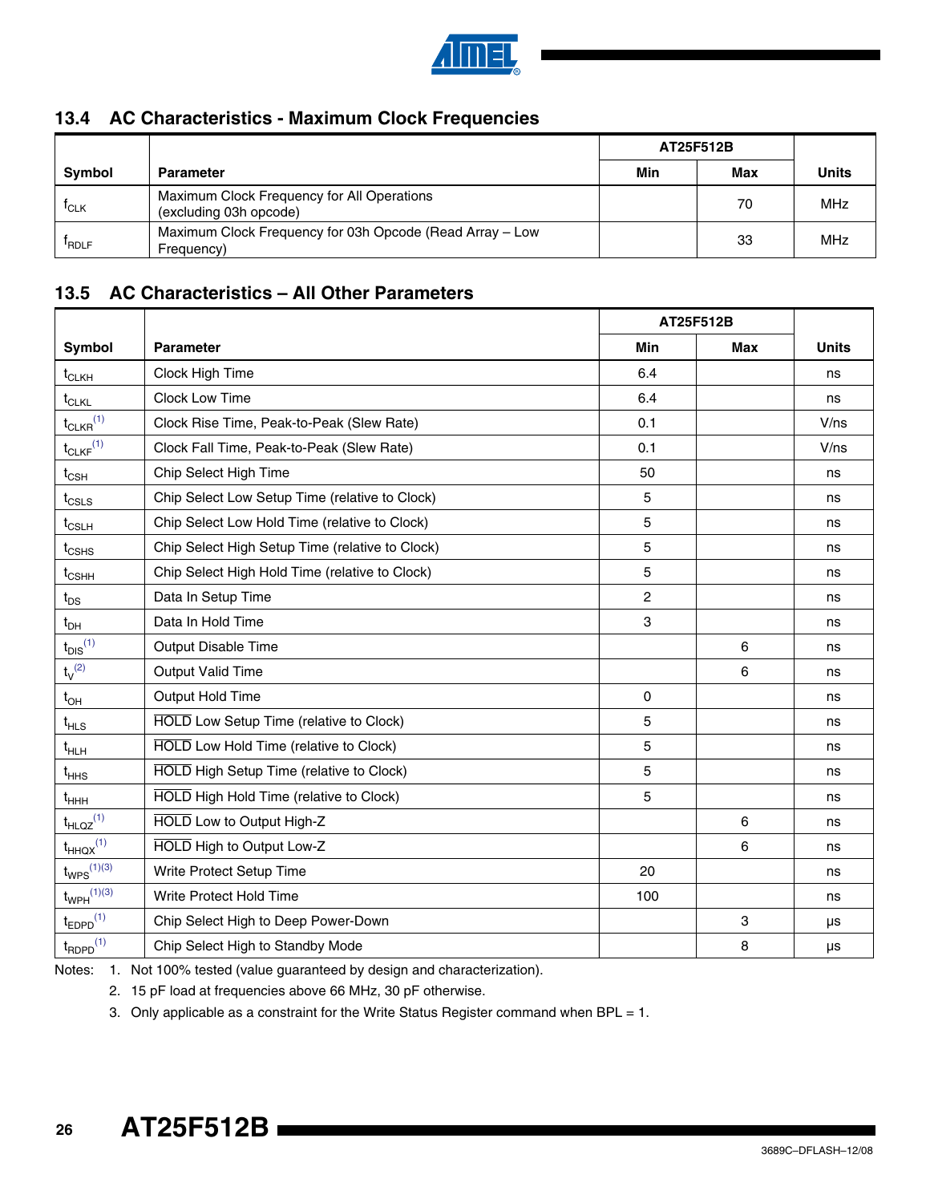## 13.4 AC Characteristics - Maximum Clock Frequencies

| Symbol | Parameter | AT25F512B | | Units |
|---|---|---|---|---|
| | | Min | Max | |
| $f_{CLK}$ | Maximum Clock Frequency for All Operations (excluding 03h opcode) | | 70 | MHz |
| $f_{RDLF}$ | Maximum Clock Frequency for 03h Opcode (Read Array – Low Frequency) | | 33 | MHz |

## 13.5 AC Characteristics – All Other Parameters

| Symbol | Parameter | AT25F512B | | Units |
|---|---|---|---|---|
| | | Min | Max | |
| $t_{CLKH}$ | Clock High Time | 6.4 | | ns |
| $t_{CLKL}$ | Clock Low Time | 6.4 | | ns |
| $t_{CLKR}$[1] | Clock Rise Time, Peak-to-Peak (Slew Rate) | 0.1 | | V/ns |
| $t_{CLKF}$[1] | Clock Fall Time, Peak-to-Peak (Slew Rate) | 0.1 | | V/ns |
| $t_{CSH}$ | Chip Select High Time | 50 | | ns |
| $t_{CSLS}$ | Chip Select Low Setup Time (relative to Clock) | 5 | | ns |
| $t_{CSLH}$ | Chip Select Low Hold Time (relative to Clock) | 5 | | ns |
| $t_{CSHS}$ | Chip Select High Setup Time (relative to Clock) | 5 | | ns |
| $t_{CSHH}$ | Chip Select High Hold Time (relative to Clock) | 5 | | ns |
| $t_{DS}$ | Data In Setup Time | 2 | | ns |
| $t_{DH}$ | Data In Hold Time | 3 | | ns |
| $t_{DIS}$[1] | Output Disable Time | | 6 | ns |
| $t_{V}$[2] | Output Valid Time | | 6 | ns |
| $t_{OH}$ | Output Hold Time | 0 | | ns |
| $t_{HLS}$ | $\overline{\text{HOLD}}$ Low Setup Time (relative to Clock) | 5 | | ns |
| $t_{HLH}$ | $\overline{\text{HOLD}}$ Low Hold Time (relative to Clock) | 5 | | ns |
| $t_{HHS}$ | $\overline{\text{HOLD}}$ High Setup Time (relative to Clock) | 5 | | ns |
| $t_{HHH}$ | $\overline{\text{HOLD}}$ High Hold Time (relative to Clock) | 5 | | ns |
| $t_{HLQZ}$[1] | $\overline{\text{HOLD}}$ Low to Output High-Z | | 6 | ns |
| $t_{HHQX}$[1] | $\overline{\text{HOLD}}$ High to Output Low-Z | | 6 | ns |
| $t_{WPS}$[1][3] | Write Protect Setup Time | 20 | | ns |
| $t_{WPH}$[1][3] | Write Protect Hold Time | 100 | | ns |
| $t_{EDPD}$[1] | Chip Select High to Deep Power-Down | | 3 | µs |
| $t_{RDPD}$[1] | Chip Select High to Standby Mode | | 8 | µs |

Notes:
1. Not 100% tested (value guaranteed by design and characterization).
2. 15 pF load at frequencies above 66 MHz, 30 pF otherwise.
3. Only applicable as a constraint for the Write Status Register command when BPL = 1.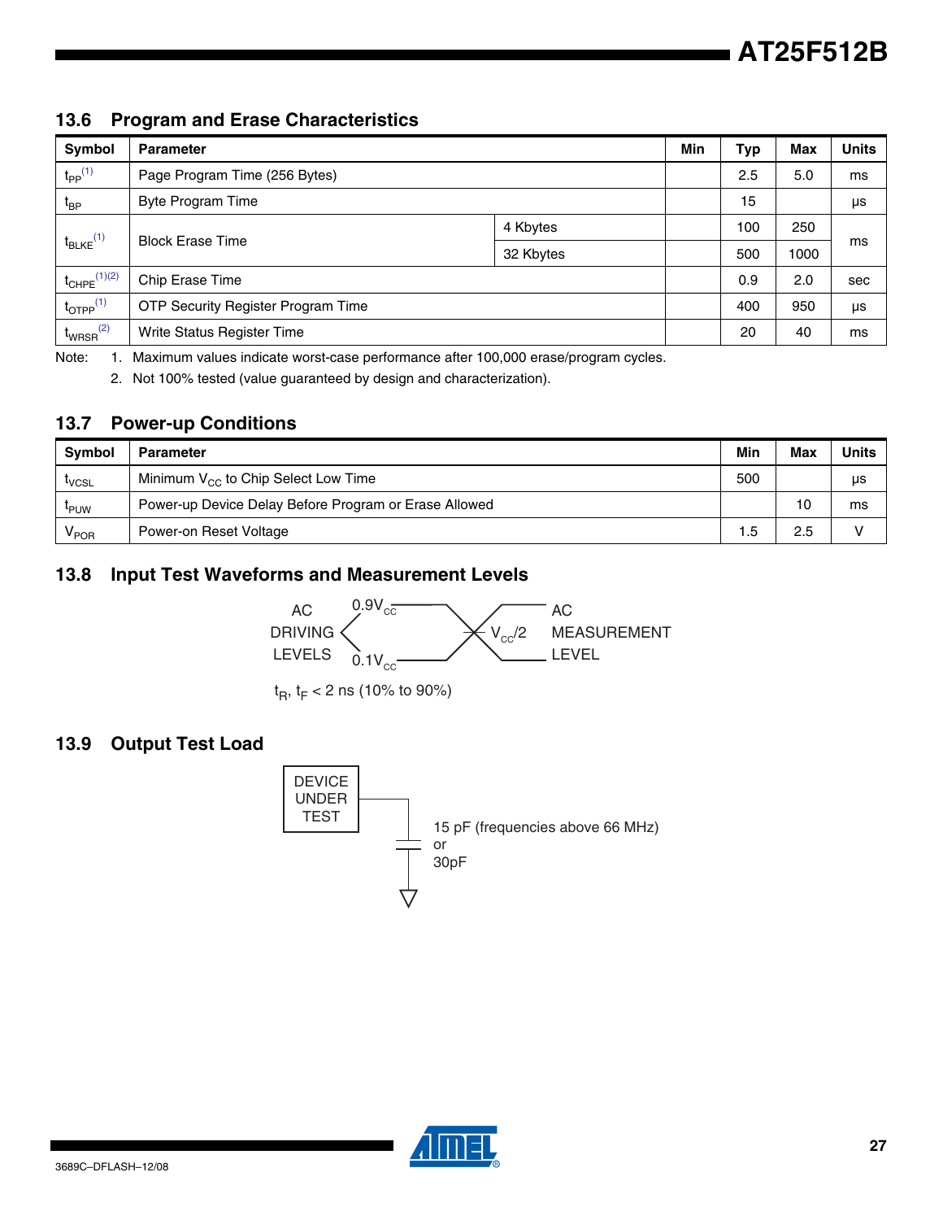## 13.6 Program and Erase Characteristics

| Symbol | Parameter | | Min | Typ | Max | Units |
|---|---|---|---|---|---|---|
| $t_{PP}$[1] | Page Program Time (256 Bytes) | | | 2.5 | 5.0 | ms |
| $t_{BP}$ | Byte Program Time | | | 15 | | µs |
| $t_{BLKE}$[1] | Block Erase Time | 4 Kbytes | | 100 | 250 | ms |
| | | 32 Kbytes | | 500 | 1000 | |
| $t_{CHPE}$[1][2] | Chip Erase Time | | | 0.9 | 2.0 | sec |
| $t_{OTPP}$[1] | OTP Security Register Program Time | | | 400 | 950 | µs |
| $t_{WRSR}$[2] | Write Status Register Time | | | 20 | 40 | ms |

Note: 1. Maximum values indicate worst-case performance after 100,000 erase/program cycles.

2. Not 100% tested (value guaranteed by design and characterization).

## 13.7 Power-up Conditions

| Symbol | Parameter | Min | Max | Units |
|---|---|---|---|---|
| $t_{VCSL}$ | Minimum $V_{CC}$ to Chip Select Low Time | 500 | | µs |
| $t_{PUW}$ | Power-up Device Delay Before Program or Erase Allowed | | 10 | ms |
| $V_{POR}$ | Power-on Reset Voltage | 1.5 | 2.5 | V |

## 13.8 Input Test Waveforms and Measurement Levels

AC DRIVING LEVELS: $0.9V_{CC}$ / $0.1V_{CC}$

AC MEASUREMENT LEVEL: $V_{CC}/2$

$t_R$, $t_F$ < 2 ns (10% to 90%)

## 13.9 Output Test Load

DEVICE UNDER TEST

15 pF (frequencies above 66 MHz) or 30pF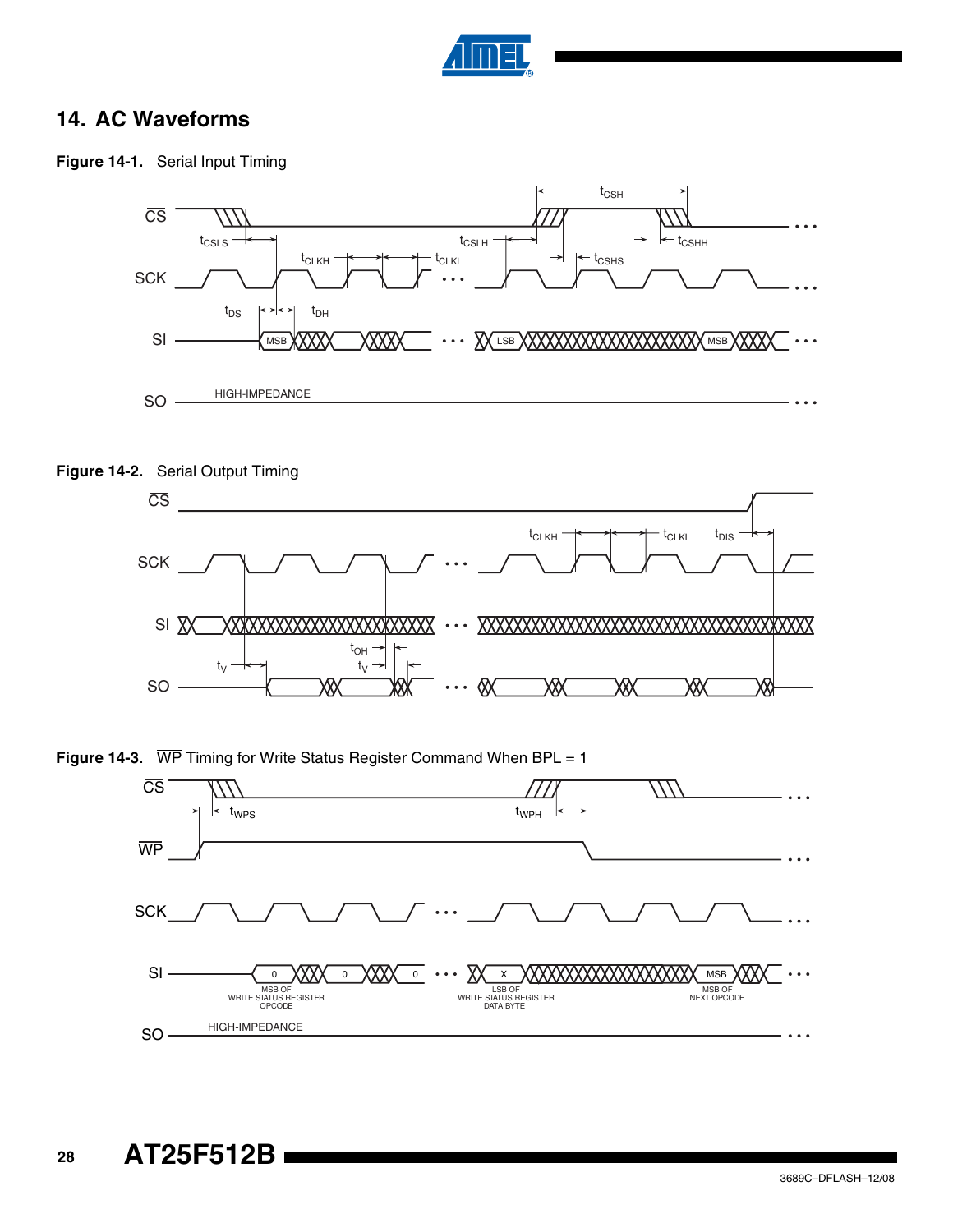# 14. AC Waveforms

**Figure 14-1.** Serial Input Timing

**Figure 14-2.** Serial Output Timing

**Figure 14-3.** $\overline{\text{WP}}$ Timing for Write Status Register Command When BPL = 1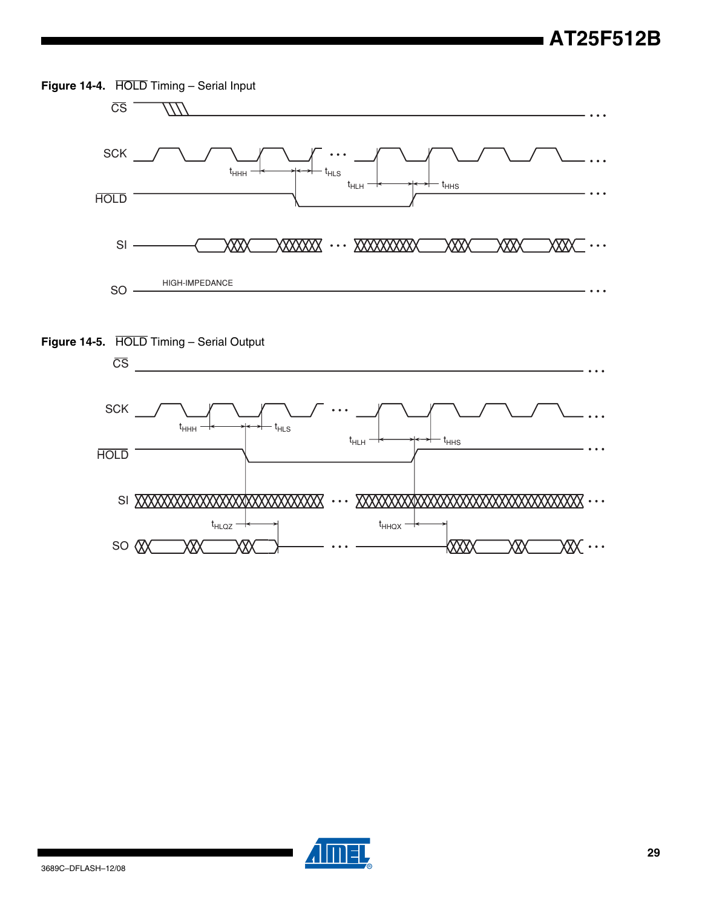**Figure 14-4.** $\overline{\text{HOLD}}$ Timing – Serial Input

CS

SCK

$t_{HHH}$ $t_{HLS}$

$t_{HLH}$ $t_{HHS}$

HOLD

SI

SO HIGH-IMPEDANCE

**Figure 14-5.** $\overline{\text{HOLD}}$ Timing – Serial Output

CS

SCK

$t_{HHH}$ $t_{HLS}$

$t_{HLH}$ $t_{HHS}$

HOLD

SI

$t_{HLQZ}$ $t_{HHQX}$

SO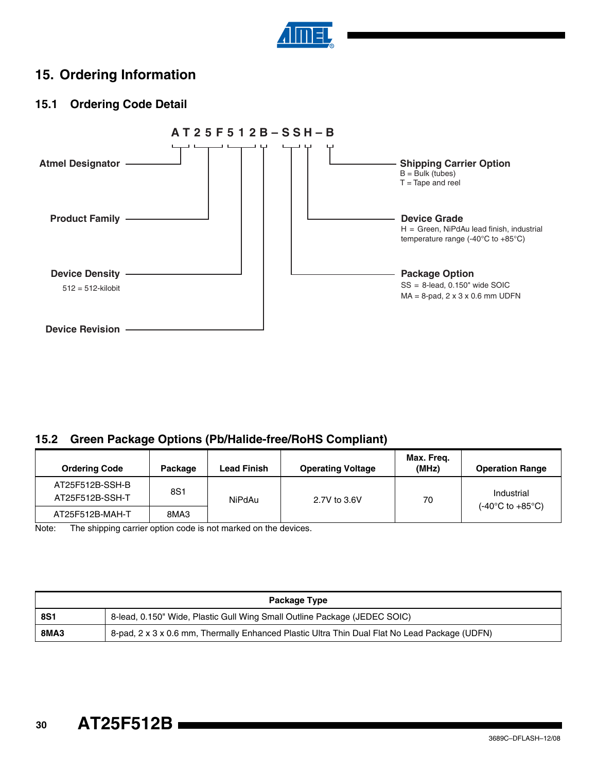# 15. Ordering Information

## 15.1 Ordering Code Detail

**A T 2 5 F 5 1 2 B – S S H – B**

- **Atmel Designator** — AT
- **Product Family** — 25F
- **Device Density** — 512
  - 512 = 512-kilobit
- **Device Revision** — B
- **Package Option** — SS
  - SS = 8-lead, 0.150" wide SOIC
  - MA = 8-pad, 2 x 3 x 0.6 mm UDFN
- **Device Grade** — H
  - H = Green, NiPdAu lead finish, industrial temperature range (-40°C to +85°C)
- **Shipping Carrier Option** — B
  - B = Bulk (tubes)
  - T = Tape and reel

## 15.2 Green Package Options (Pb/Halide-free/RoHS Compliant)

| Ordering Code | Package | Lead Finish | Operating Voltage | Max. Freq. (MHz) | Operation Range |
|---|---|---|---|---|---|
| AT25F512B-SSH-B<br>AT25F512B-SSH-T | 8S1 | NiPdAu | 2.7V to 3.6V | 70 | Industrial<br>(-40°C to +85°C) |
| AT25F512B-MAH-T | 8MA3 | | | | |

Note: The shipping carrier option code is not marked on the devices.

| Package Type | |
|---|---|
| **8S1** | 8-lead, 0.150" Wide, Plastic Gull Wing Small Outline Package (JEDEC SOIC) |
| **8MA3** | 8-pad, 2 x 3 x 0.6 mm, Thermally Enhanced Plastic Ultra Thin Dual Flat No Lead Package (UDFN) |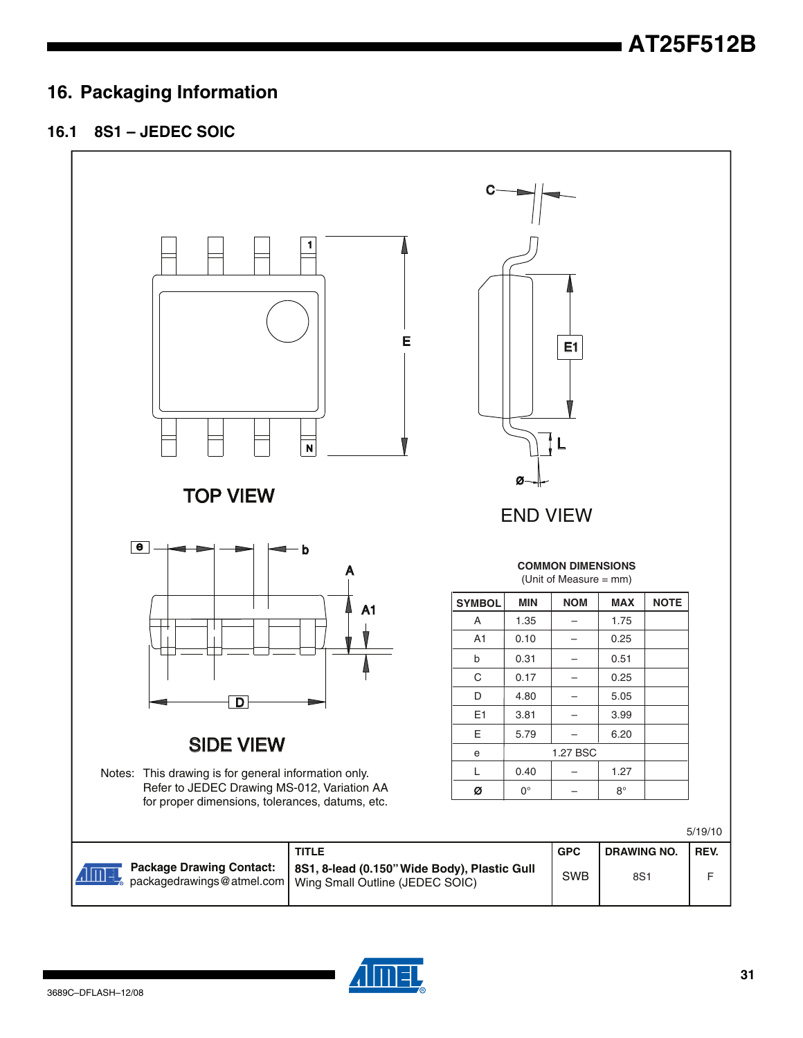## 16. Packaging Information

### 16.1 8S1 – JEDEC SOIC

TOP VIEW

END VIEW

SIDE VIEW

Notes: This drawing is for general information only. Refer to JEDEC Drawing MS-012, Variation AA for proper dimensions, tolerances, datums, etc.

**COMMON DIMENSIONS**
(Unit of Measure = mm)

| SYMBOL | MIN | NOM | MAX | NOTE |
|---|---|---|---|---|
| A | 1.35 | – | 1.75 | |
| A1 | 0.10 | – | 0.25 | |
| b | 0.31 | – | 0.51 | |
| C | 0.17 | – | 0.25 | |
| D | 4.80 | – | 5.05 | |
| E1 | 3.81 | – | 3.99 | |
| E | 5.79 | – | 6.20 | |
| e | | 1.27 BSC | | |
| L | 0.40 | – | 1.27 | |
| ø | 0° | – | 8° | |

5/19/10

| Package Drawing Contact: packagedrawings@atmel.com | TITLE **8S1, 8-lead (0.150" Wide Body), Plastic Gull** Wing Small Outline (JEDEC SOIC) | GPC SWB | DRAWING NO. 8S1 | REV. F |
|---|---|---|---|---|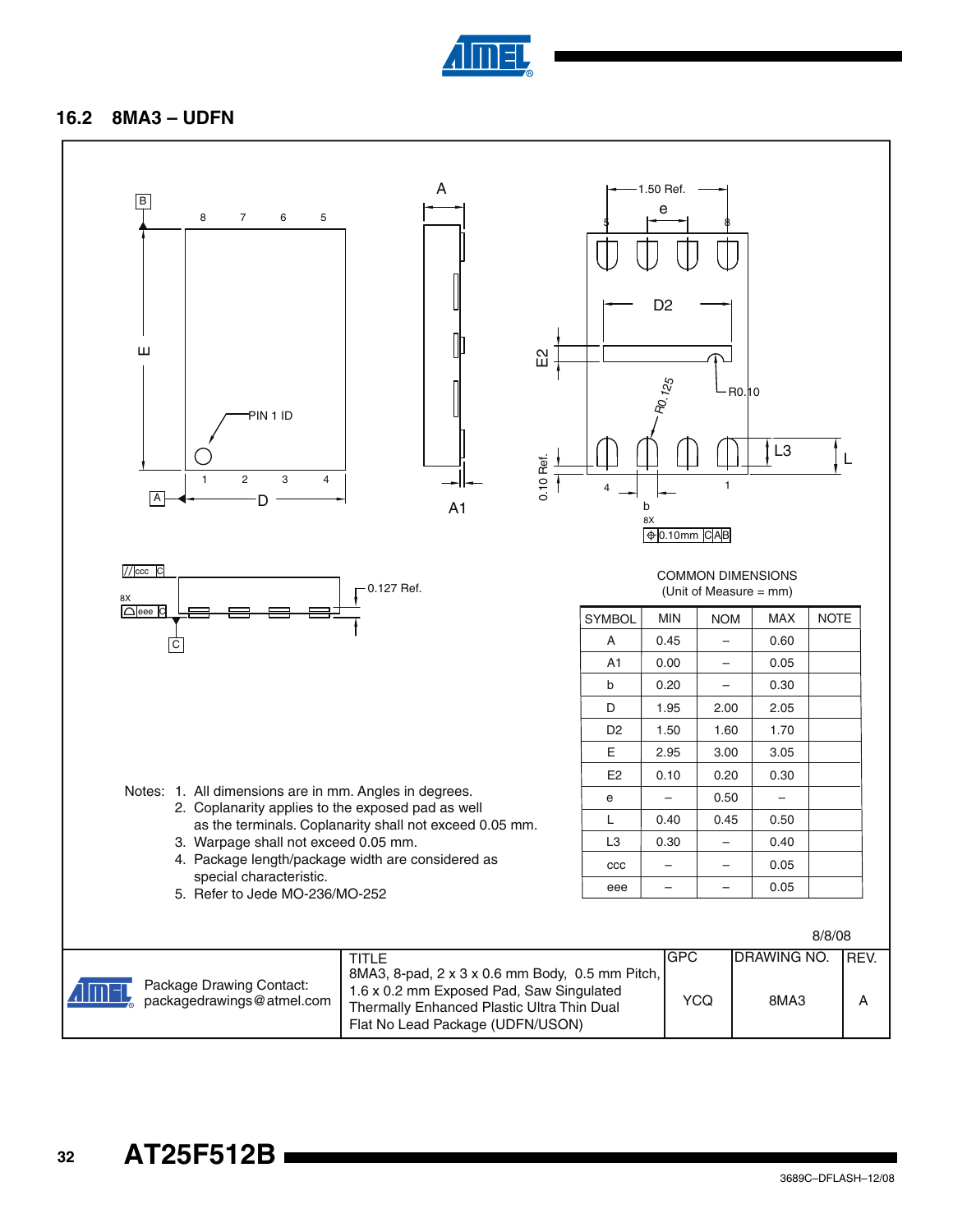## 16.2 8MA3 – UDFN

COMMON DIMENSIONS
(Unit of Measure = mm)

| SYMBOL | MIN | NOM | MAX | NOTE |
|---|---|---|---|---|
| A | 0.45 | – | 0.60 | |
| A1 | 0.00 | – | 0.05 | |
| b | 0.20 | – | 0.30 | |
| D | 1.95 | 2.00 | 2.05 | |
| D2 | 1.50 | 1.60 | 1.70 | |
| E | 2.95 | 3.00 | 3.05 | |
| E2 | 0.10 | 0.20 | 0.30 | |
| e | – | 0.50 | – | |
| L | 0.40 | 0.45 | 0.50 | |
| L3 | 0.30 | – | 0.40 | |
| ccc | – | – | 0.05 | |
| eee | – | – | 0.05 | |

Notes:
1. All dimensions are in mm. Angles in degrees.
2. Coplanarity applies to the exposed pad as well as the terminals. Coplanarity shall not exceed 0.05 mm.
3. Warpage shall not exceed 0.05 mm.
4. Package length/package width are considered as special characteristic.
5. Refer to Jede MO-236/MO-252

8/8/08

| Package Drawing Contact: packagedrawings@atmel.com | TITLE 8MA3, 8-pad, 2 x 3 x 0.6 mm Body, 0.5 mm Pitch, 1.6 x 0.2 mm Exposed Pad, Saw Singulated Thermally Enhanced Plastic Ultra Thin Dual Flat No Lead Package (UDFN/USON) | GPC YCQ | DRAWING NO. 8MA3 | REV. A |
|---|---|---|---|---|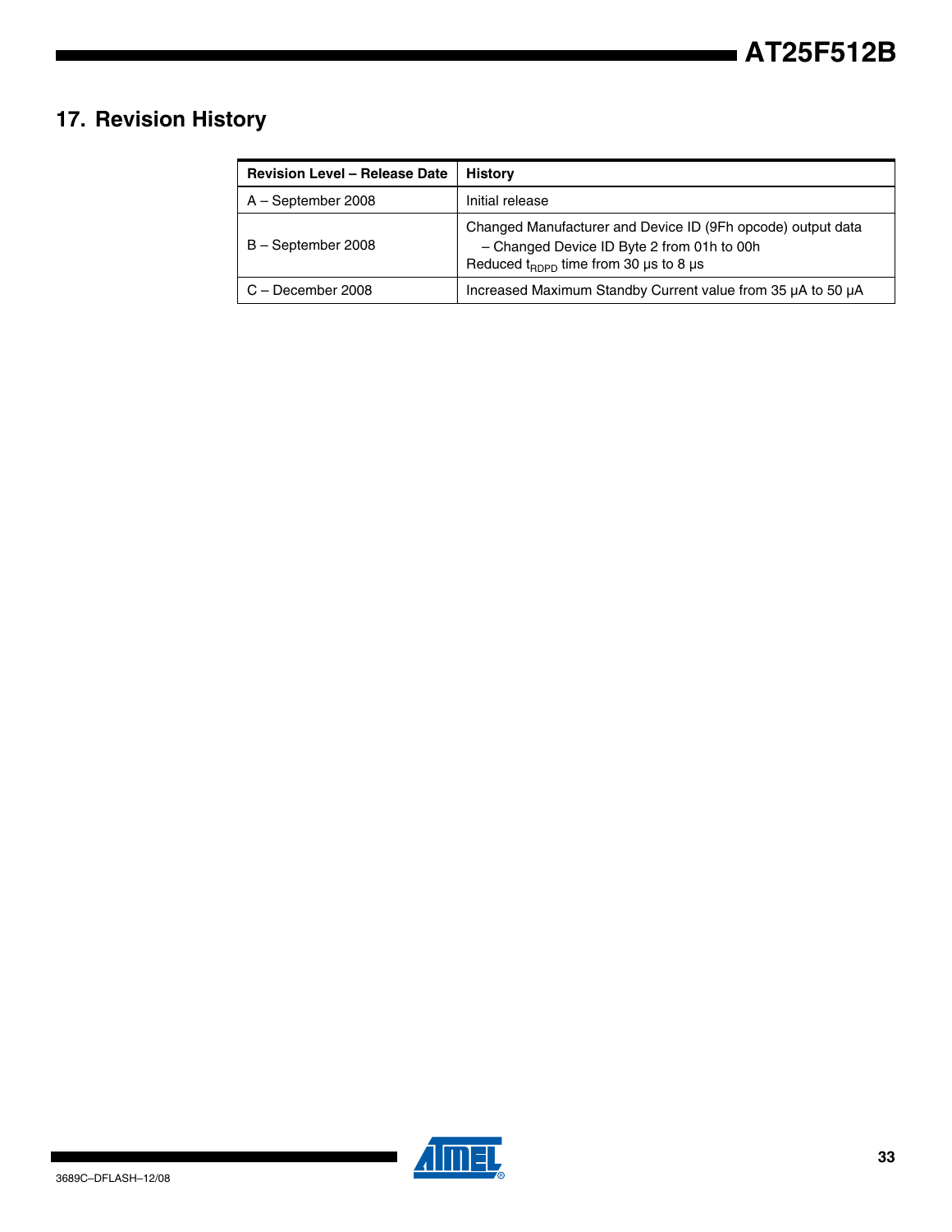# 17. Revision History

| Revision Level – Release Date | History |
|---|---|
| A – September 2008 | Initial release |
| B – September 2008 | Changed Manufacturer and Device ID (9Fh opcode) output data<br>– Changed Device ID Byte 2 from 01h to 00h<br>Reduced $t_{RDPD}$ time from 30 µs to 8 µs |
| C – December 2008 | Increased Maximum Standby Current value from 35 µA to 50 µA |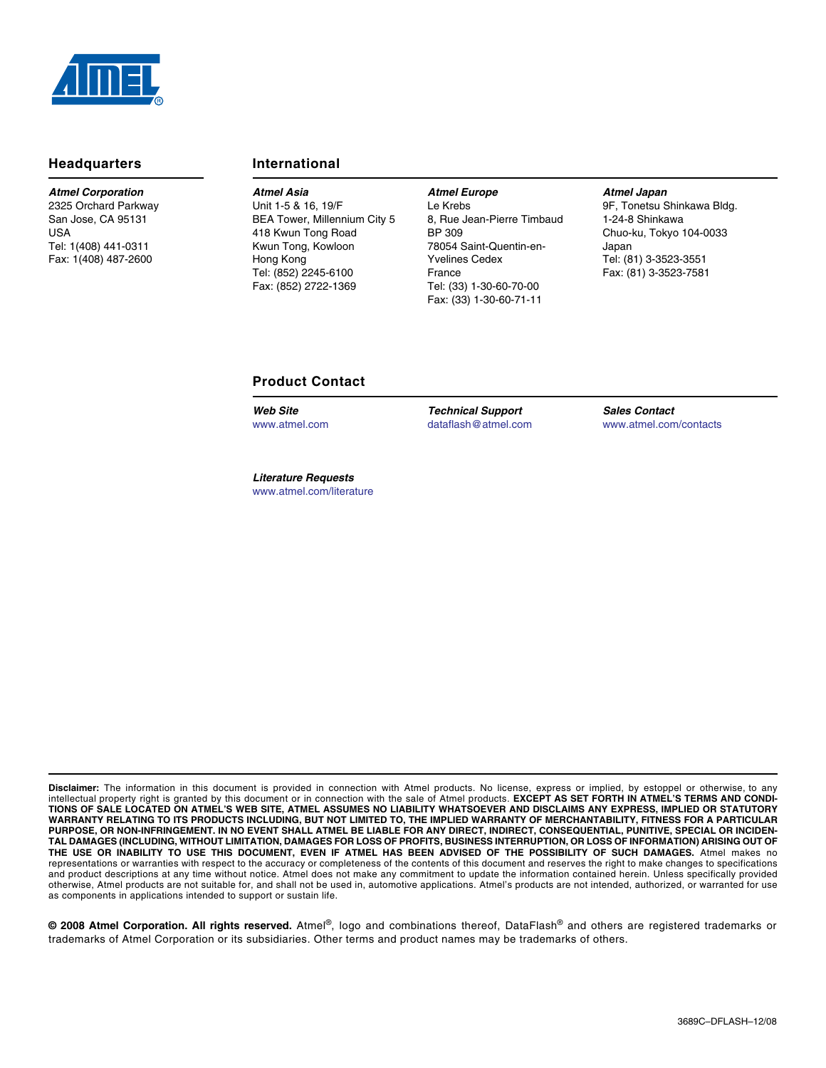## Headquarters

***Atmel Corporation***
2325 Orchard Parkway
San Jose, CA 95131
USA
Tel: 1(408) 441-0311
Fax: 1(408) 487-2600

## International

***Atmel Asia***
Unit 1-5 & 16, 19/F
BEA Tower, Millennium City 5
418 Kwun Tong Road
Kwun Tong, Kowloon
Hong Kong
Tel: (852) 2245-6100
Fax: (852) 2722-1369

***Atmel Europe***
Le Krebs
8, Rue Jean-Pierre Timbaud
BP 309
78054 Saint-Quentin-en-Yvelines Cedex
France
Tel: (33) 1-30-60-70-00
Fax: (33) 1-30-60-71-11

***Atmel Japan***
9F, Tonetsu Shinkawa Bldg.
1-24-8 Shinkawa
Chuo-ku, Tokyo 104-0033
Japan
Tel: (81) 3-3523-3551
Fax: (81) 3-3523-7581

## Product Contact

***Web Site***
www.atmel.com

***Technical Support***
dataflash@atmel.com

***Sales Contact***
www.atmel.com/contacts

***Literature Requests***
www.atmel.com/literature

**Disclaimer:** The information in this document is provided in connection with Atmel products. No license, express or implied, by estoppel or otherwise, to any intellectual property right is granted by this document or in connection with the sale of Atmel products. **EXCEPT AS SET FORTH IN ATMEL'S TERMS AND CONDITIONS OF SALE LOCATED ON ATMEL'S WEB SITE, ATMEL ASSUMES NO LIABILITY WHATSOEVER AND DISCLAIMS ANY EXPRESS, IMPLIED OR STATUTORY WARRANTY RELATING TO ITS PRODUCTS INCLUDING, BUT NOT LIMITED TO, THE IMPLIED WARRANTY OF MERCHANTABILITY, FITNESS FOR A PARTICULAR PURPOSE, OR NON-INFRINGEMENT. IN NO EVENT SHALL ATMEL BE LIABLE FOR ANY DIRECT, INDIRECT, CONSEQUENTIAL, PUNITIVE, SPECIAL OR INCIDENTAL DAMAGES (INCLUDING, WITHOUT LIMITATION, DAMAGES FOR LOSS OF PROFITS, BUSINESS INTERRUPTION, OR LOSS OF INFORMATION) ARISING OUT OF THE USE OR INABILITY TO USE THIS DOCUMENT, EVEN IF ATMEL HAS BEEN ADVISED OF THE POSSIBILITY OF SUCH DAMAGES.** Atmel makes no representations or warranties with respect to the accuracy or completeness of the contents of this document and reserves the right to make changes to specifications and product descriptions at any time without notice. Atmel does not make any commitment to update the information contained herein. Unless specifically provided otherwise, Atmel products are not suitable for, and shall not be used in, automotive applications. Atmel's products are not intended, authorized, or warranted for use as components in applications intended to support or sustain life.

**© 2008 Atmel Corporation. All rights reserved.** Atmel®, logo and combinations thereof, DataFlash® and others are registered trademarks or trademarks of Atmel Corporation or its subsidiaries. Other terms and product names may be trademarks of others.

3689C–DFLASH–12/08